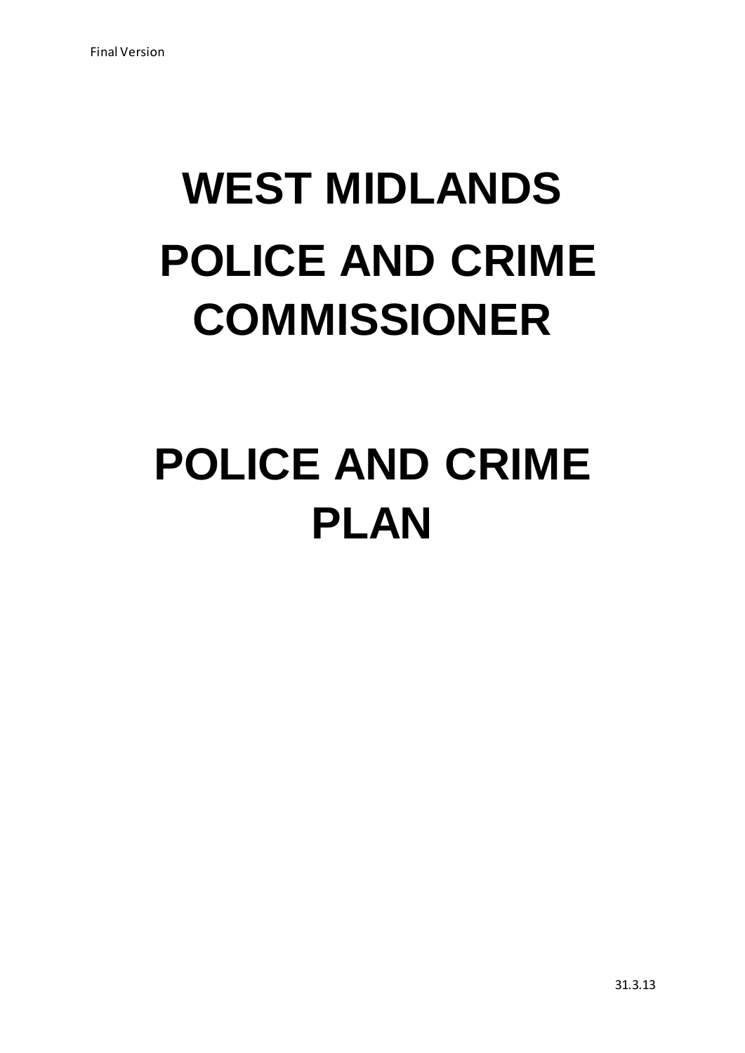Final Version

# WEST MIDLANDS POLICE AND CRIME COMMISSIONER

# POLICE AND CRIME PLAN

31.3.13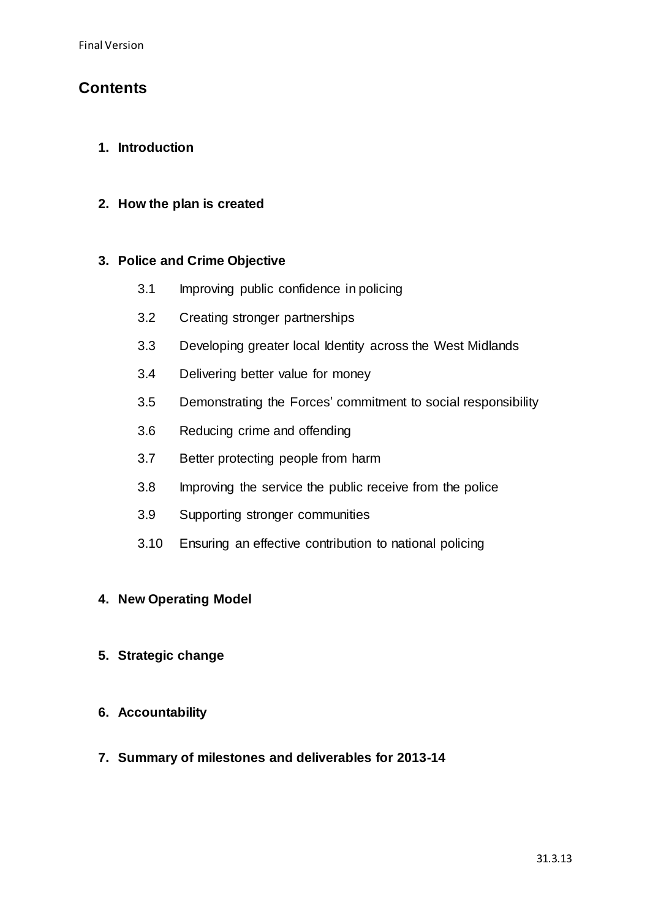# Contents

1. **Introduction**

2. **How the plan is created**

3. **Police and Crime Objective**

   3.1 Improving public confidence in policing

   3.2 Creating stronger partnerships

   3.3 Developing greater local Identity across the West Midlands

   3.4 Delivering better value for money

   3.5 Demonstrating the Forces' commitment to social responsibility

   3.6 Reducing crime and offending

   3.7 Better protecting people from harm

   3.8 Improving the service the public receive from the police

   3.9 Supporting stronger communities

   3.10 Ensuring an effective contribution to national policing

4. **New Operating Model**

5. **Strategic change**

6. **Accountability**

7. **Summary of milestones and deliverables for 2013-14**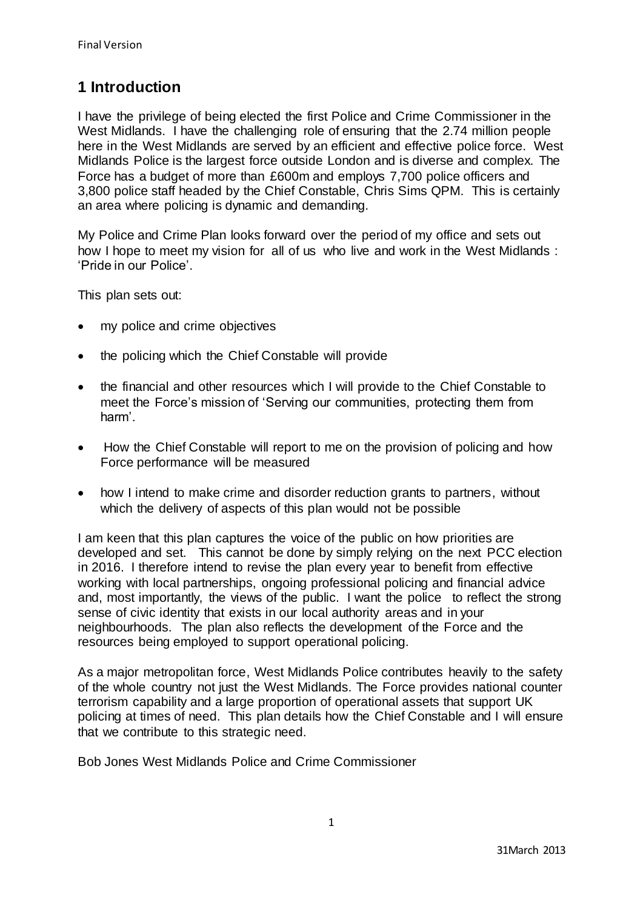# 1 Introduction

I have the privilege of being elected the first Police and Crime Commissioner in the West Midlands. I have the challenging role of ensuring that the 2.74 million people here in the West Midlands are served by an efficient and effective police force. West Midlands Police is the largest force outside London and is diverse and complex. The Force has a budget of more than £600m and employs 7,700 police officers and 3,800 police staff headed by the Chief Constable, Chris Sims QPM. This is certainly an area where policing is dynamic and demanding.

My Police and Crime Plan looks forward over the period of my office and sets out how I hope to meet my vision for all of us who live and work in the West Midlands : 'Pride in our Police'.

This plan sets out:

- my police and crime objectives
- the policing which the Chief Constable will provide
- the financial and other resources which I will provide to the Chief Constable to meet the Force's mission of 'Serving our communities, protecting them from harm'.
- How the Chief Constable will report to me on the provision of policing and how Force performance will be measured
- how I intend to make crime and disorder reduction grants to partners, without which the delivery of aspects of this plan would not be possible

I am keen that this plan captures the voice of the public on how priorities are developed and set. This cannot be done by simply relying on the next PCC election in 2016. I therefore intend to revise the plan every year to benefit from effective working with local partnerships, ongoing professional policing and financial advice and, most importantly, the views of the public. I want the police to reflect the strong sense of civic identity that exists in our local authority areas and in your neighbourhoods. The plan also reflects the development of the Force and the resources being employed to support operational policing.

As a major metropolitan force, West Midlands Police contributes heavily to the safety of the whole country not just the West Midlands. The Force provides national counter terrorism capability and a large proportion of operational assets that support UK policing at times of need. This plan details how the Chief Constable and I will ensure that we contribute to this strategic need.

Bob Jones West Midlands Police and Crime Commissioner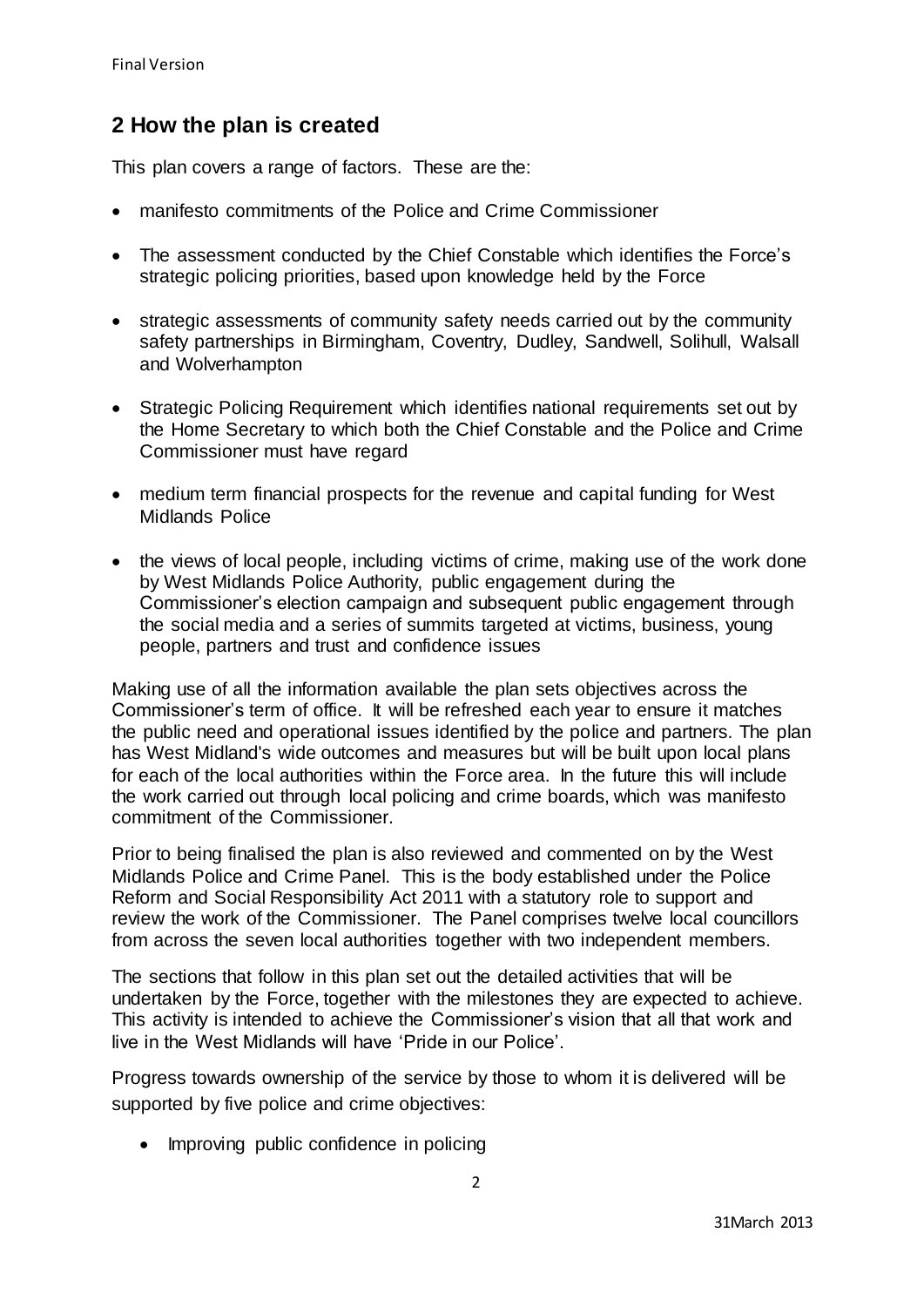## 2 How the plan is created

This plan covers a range of factors. These are the:

- manifesto commitments of the Police and Crime Commissioner
- The assessment conducted by the Chief Constable which identifies the Force's strategic policing priorities, based upon knowledge held by the Force
- strategic assessments of community safety needs carried out by the community safety partnerships in Birmingham, Coventry, Dudley, Sandwell, Solihull, Walsall and Wolverhampton
- Strategic Policing Requirement which identifies national requirements set out by the Home Secretary to which both the Chief Constable and the Police and Crime Commissioner must have regard
- medium term financial prospects for the revenue and capital funding for West Midlands Police
- the views of local people, including victims of crime, making use of the work done by West Midlands Police Authority, public engagement during the Commissioner's election campaign and subsequent public engagement through the social media and a series of summits targeted at victims, business, young people, partners and trust and confidence issues

Making use of all the information available the plan sets objectives across the Commissioner's term of office. It will be refreshed each year to ensure it matches the public need and operational issues identified by the police and partners. The plan has West Midland's wide outcomes and measures but will be built upon local plans for each of the local authorities within the Force area. In the future this will include the work carried out through local policing and crime boards, which was manifesto commitment of the Commissioner.

Prior to being finalised the plan is also reviewed and commented on by the West Midlands Police and Crime Panel. This is the body established under the Police Reform and Social Responsibility Act 2011 with a statutory role to support and review the work of the Commissioner. The Panel comprises twelve local councillors from across the seven local authorities together with two independent members.

The sections that follow in this plan set out the detailed activities that will be undertaken by the Force, together with the milestones they are expected to achieve. This activity is intended to achieve the Commissioner's vision that all that work and live in the West Midlands will have 'Pride in our Police'.

Progress towards ownership of the service by those to whom it is delivered will be supported by five police and crime objectives:

- Improving public confidence in policing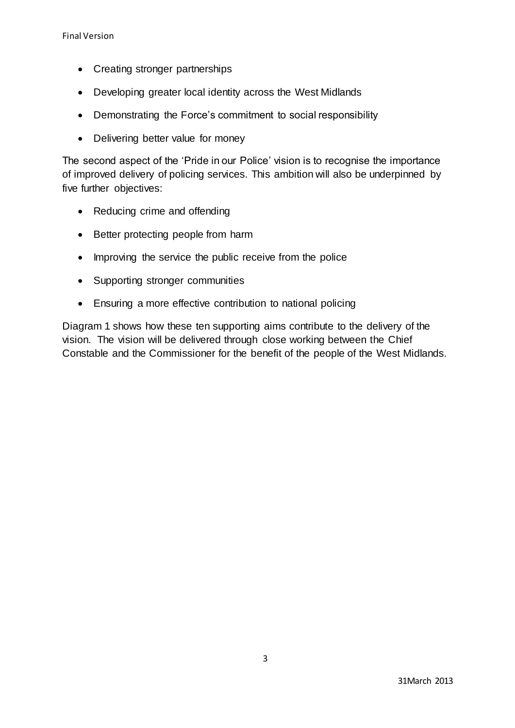- Creating stronger partnerships
- Developing greater local identity across the West Midlands
- Demonstrating the Force's commitment to social responsibility
- Delivering better value for money

The second aspect of the 'Pride in our Police' vision is to recognise the importance of improved delivery of policing services. This ambition will also be underpinned by five further objectives:

- Reducing crime and offending
- Better protecting people from harm
- Improving the service the public receive from the police
- Supporting stronger communities
- Ensuring a more effective contribution to national policing

Diagram 1 shows how these ten supporting aims contribute to the delivery of the vision. The vision will be delivered through close working between the Chief Constable and the Commissioner for the benefit of the people of the West Midlands.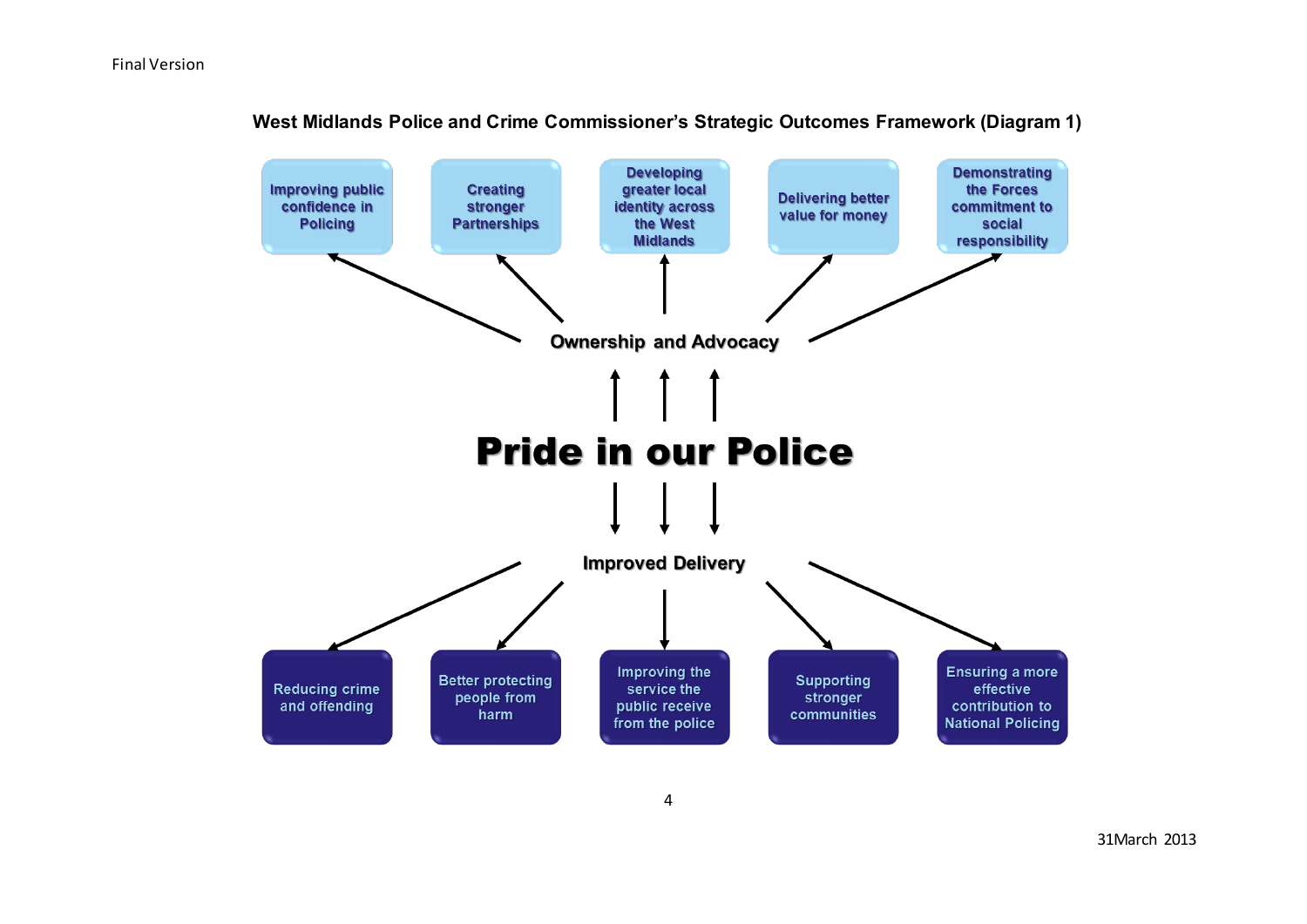**West Midlands Police and Crime Commissioner's Strategic Outcomes Framework (Diagram 1)**

Improving public confidence in Policing

Creating stronger Partnerships

Developing greater local identity across the West Midlands

Delivering better value for money

Demonstrating the Forces commitment to social responsibility

**Ownership and Advocacy**

# Pride in our Police

**Improved Delivery**

Reducing crime and offending

Better protecting people from harm

Improving the service the public receive from the police

Supporting stronger communities

Ensuring a more effective contribution to National Policing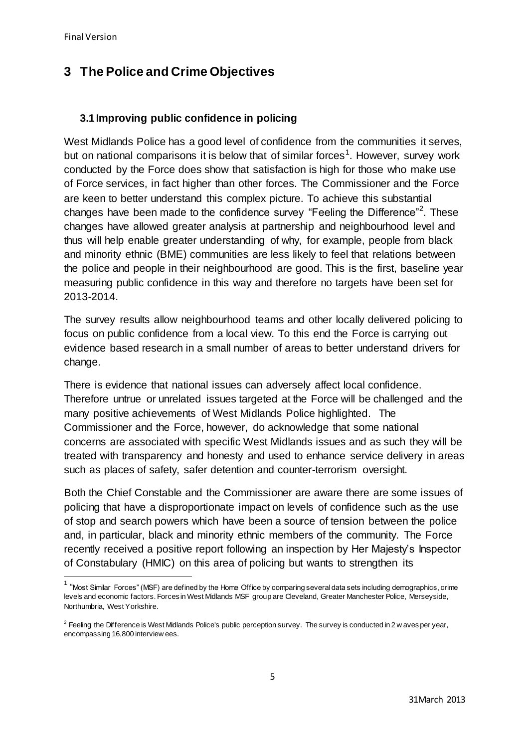# 3 The Police and Crime Objectives

## 3.1 Improving public confidence in policing

West Midlands Police has a good level of confidence from the communities it serves, but on national comparisons it is below that of similar forces[1]. However, survey work conducted by the Force does show that satisfaction is high for those who make use of Force services, in fact higher than other forces. The Commissioner and the Force are keen to better understand this complex picture. To achieve this substantial changes have been made to the confidence survey "Feeling the Difference"[2]. These changes have allowed greater analysis at partnership and neighbourhood level and thus will help enable greater understanding of why, for example, people from black and minority ethnic (BME) communities are less likely to feel that relations between the police and people in their neighbourhood are good. This is the first, baseline year measuring public confidence in this way and therefore no targets have been set for 2013-2014.

The survey results allow neighbourhood teams and other locally delivered policing to focus on public confidence from a local view. To this end the Force is carrying out evidence based research in a small number of areas to better understand drivers for change.

There is evidence that national issues can adversely affect local confidence. Therefore untrue or unrelated issues targeted at the Force will be challenged and the many positive achievements of West Midlands Police highlighted. The Commissioner and the Force, however, do acknowledge that some national concerns are associated with specific West Midlands issues and as such they will be treated with transparency and honesty and used to enhance service delivery in areas such as places of safety, safer detention and counter-terrorism oversight.

Both the Chief Constable and the Commissioner are aware there are some issues of policing that have a disproportionate impact on levels of confidence such as the use of stop and search powers which have been a source of tension between the police and, in particular, black and minority ethnic members of the community. The Force recently received a positive report following an inspection by Her Majesty's Inspector of Constabulary (HMIC) on this area of policing but wants to strengthen its

---

[1] "Most Similar Forces" (MSF) are defined by the Home Office by comparing several data sets including demographics, crime levels and economic factors. Forces in West Midlands MSF group are Cleveland, Greater Manchester Police, Merseyside, Northumbria, West Yorkshire.

[2] Feeling the Difference is West Midlands Police's public perception survey. The survey is conducted in 2 waves per year, encompassing 16,800 interviewees.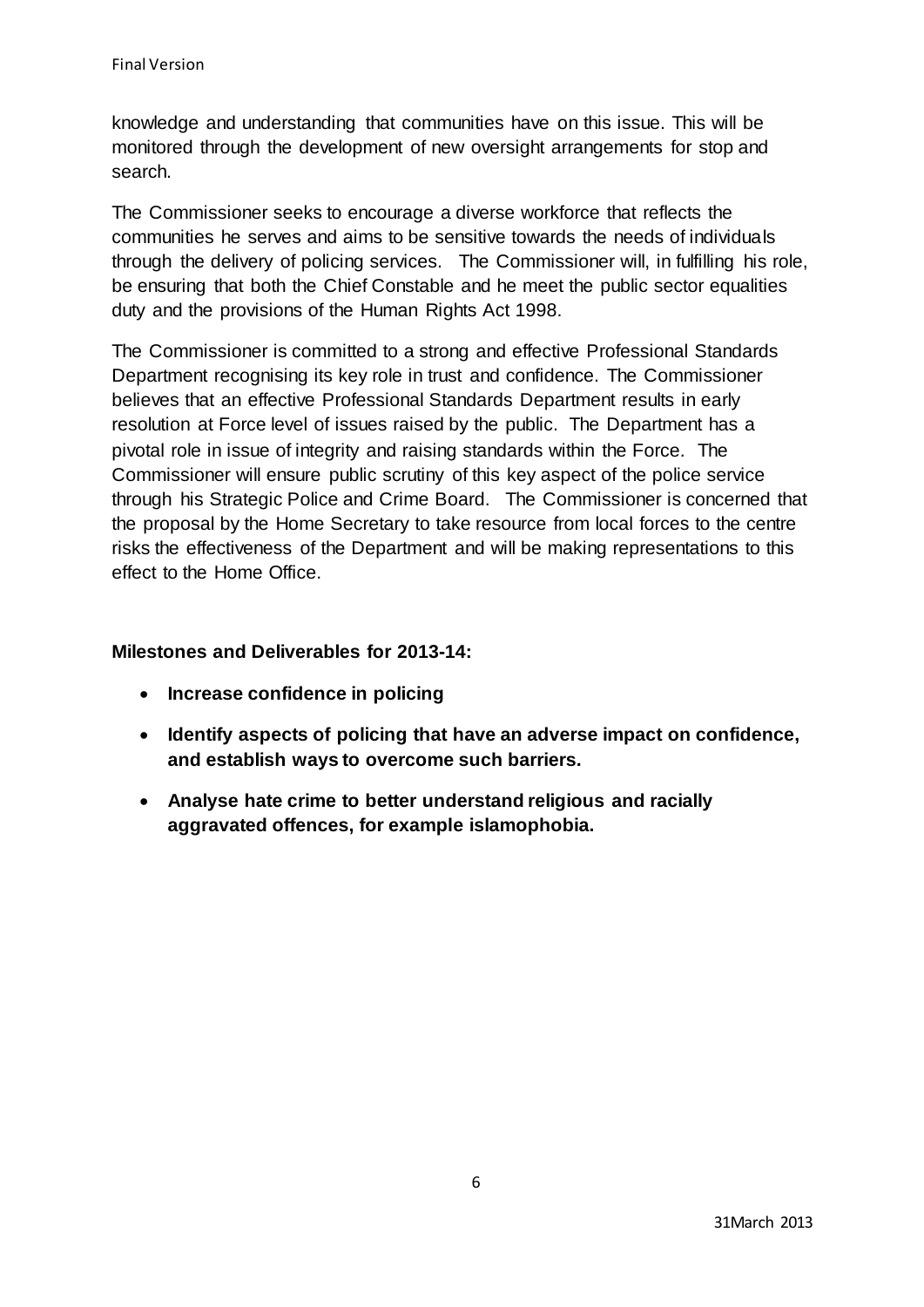knowledge and understanding that communities have on this issue. This will be monitored through the development of new oversight arrangements for stop and search.

The Commissioner seeks to encourage a diverse workforce that reflects the communities he serves and aims to be sensitive towards the needs of individuals through the delivery of policing services. The Commissioner will, in fulfilling his role, be ensuring that both the Chief Constable and he meet the public sector equalities duty and the provisions of the Human Rights Act 1998.

The Commissioner is committed to a strong and effective Professional Standards Department recognising its key role in trust and confidence. The Commissioner believes that an effective Professional Standards Department results in early resolution at Force level of issues raised by the public. The Department has a pivotal role in issue of integrity and raising standards within the Force. The Commissioner will ensure public scrutiny of this key aspect of the police service through his Strategic Police and Crime Board. The Commissioner is concerned that the proposal by the Home Secretary to take resource from local forces to the centre risks the effectiveness of the Department and will be making representations to this effect to the Home Office.

**Milestones and Deliverables for 2013-14:**

- **Increase confidence in policing**
- **Identify aspects of policing that have an adverse impact on confidence, and establish ways to overcome such barriers.**
- **Analyse hate crime to better understand religious and racially aggravated offences, for example islamophobia.**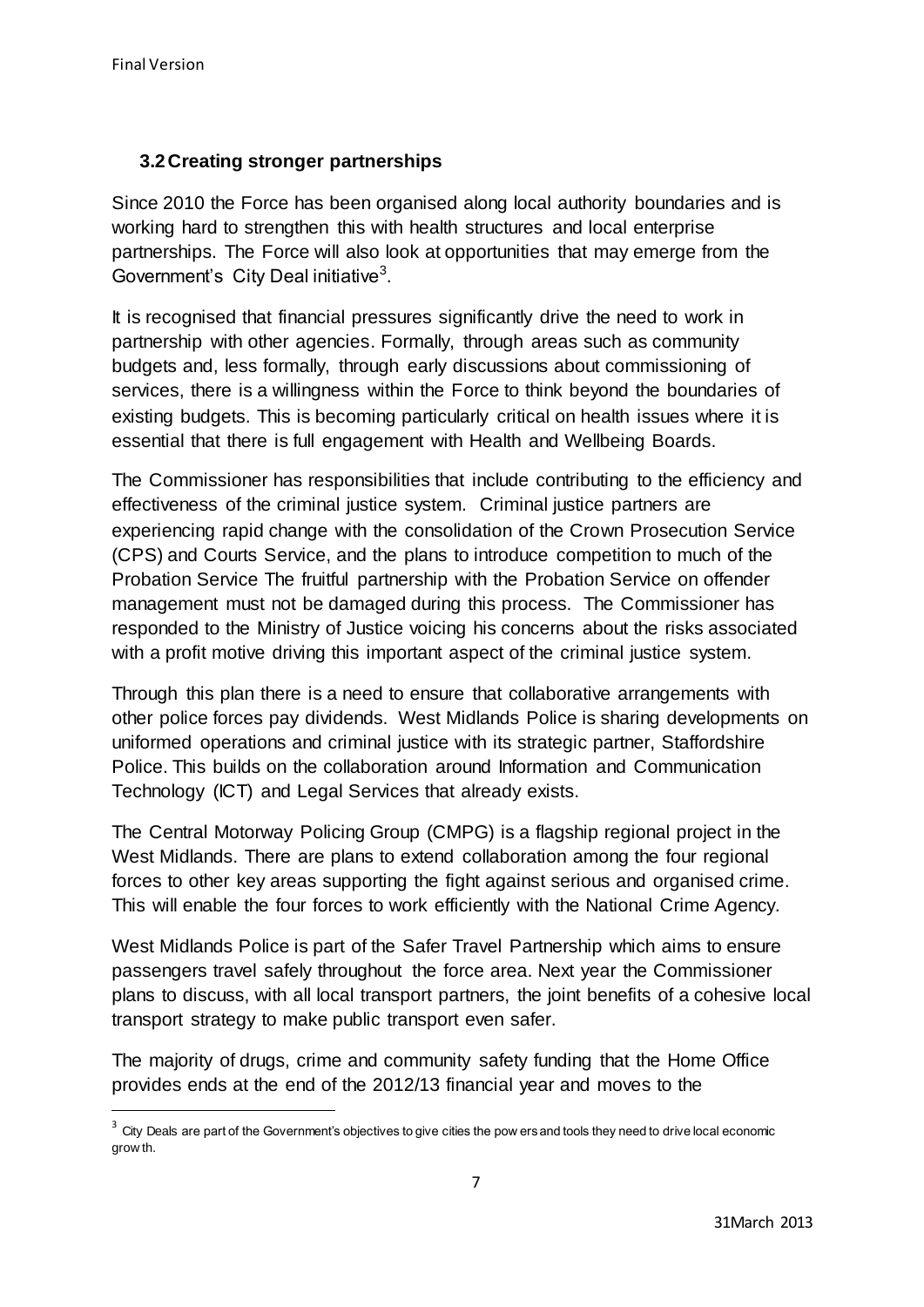## 3.2 Creating stronger partnerships

Since 2010 the Force has been organised along local authority boundaries and is working hard to strengthen this with health structures and local enterprise partnerships. The Force will also look at opportunities that may emerge from the Government's City Deal initiative[3].

It is recognised that financial pressures significantly drive the need to work in partnership with other agencies. Formally, through areas such as community budgets and, less formally, through early discussions about commissioning of services, there is a willingness within the Force to think beyond the boundaries of existing budgets. This is becoming particularly critical on health issues where it is essential that there is full engagement with Health and Wellbeing Boards.

The Commissioner has responsibilities that include contributing to the efficiency and effectiveness of the criminal justice system. Criminal justice partners are experiencing rapid change with the consolidation of the Crown Prosecution Service (CPS) and Courts Service, and the plans to introduce competition to much of the Probation Service The fruitful partnership with the Probation Service on offender management must not be damaged during this process. The Commissioner has responded to the Ministry of Justice voicing his concerns about the risks associated with a profit motive driving this important aspect of the criminal justice system.

Through this plan there is a need to ensure that collaborative arrangements with other police forces pay dividends. West Midlands Police is sharing developments on uniformed operations and criminal justice with its strategic partner, Staffordshire Police. This builds on the collaboration around Information and Communication Technology (ICT) and Legal Services that already exists.

The Central Motorway Policing Group (CMPG) is a flagship regional project in the West Midlands. There are plans to extend collaboration among the four regional forces to other key areas supporting the fight against serious and organised crime. This will enable the four forces to work efficiently with the National Crime Agency.

West Midlands Police is part of the Safer Travel Partnership which aims to ensure passengers travel safely throughout the force area. Next year the Commissioner plans to discuss, with all local transport partners, the joint benefits of a cohesive local transport strategy to make public transport even safer.

The majority of drugs, crime and community safety funding that the Home Office provides ends at the end of the 2012/13 financial year and moves to the

[3] City Deals are part of the Government's objectives to give cities the powers and tools they need to drive local economic growth.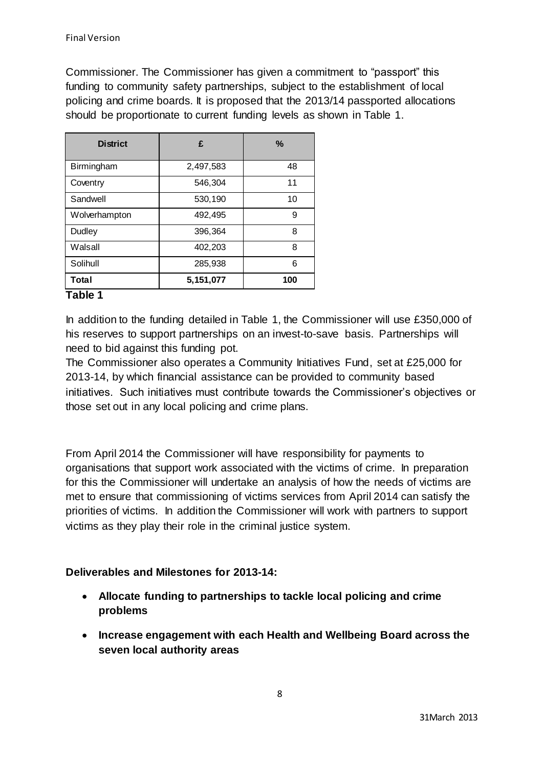Commissioner. The Commissioner has given a commitment to "passport" this funding to community safety partnerships, subject to the establishment of local policing and crime boards. It is proposed that the 2013/14 passported allocations should be proportionate to current funding levels as shown in Table 1.

| District | £ | % |
|---|---|---|
| Birmingham | 2,497,583 | 48 |
| Coventry | 546,304 | 11 |
| Sandwell | 530,190 | 10 |
| Wolverhampton | 492,495 | 9 |
| Dudley | 396,364 | 8 |
| Walsall | 402,203 | 8 |
| Solihull | 285,938 | 6 |
| **Total** | **5,151,077** | **100** |

**Table 1**

In addition to the funding detailed in Table 1, the Commissioner will use £350,000 of his reserves to support partnerships on an invest-to-save basis. Partnerships will need to bid against this funding pot.

The Commissioner also operates a Community Initiatives Fund, set at £25,000 for 2013-14, by which financial assistance can be provided to community based initiatives. Such initiatives must contribute towards the Commissioner's objectives or those set out in any local policing and crime plans.

From April 2014 the Commissioner will have responsibility for payments to organisations that support work associated with the victims of crime. In preparation for this the Commissioner will undertake an analysis of how the needs of victims are met to ensure that commissioning of victims services from April 2014 can satisfy the priorities of victims. In addition the Commissioner will work with partners to support victims as they play their role in the criminal justice system.

**Deliverables and Milestones for 2013-14:**

- **Allocate funding to partnerships to tackle local policing and crime problems**
- **Increase engagement with each Health and Wellbeing Board across the seven local authority areas**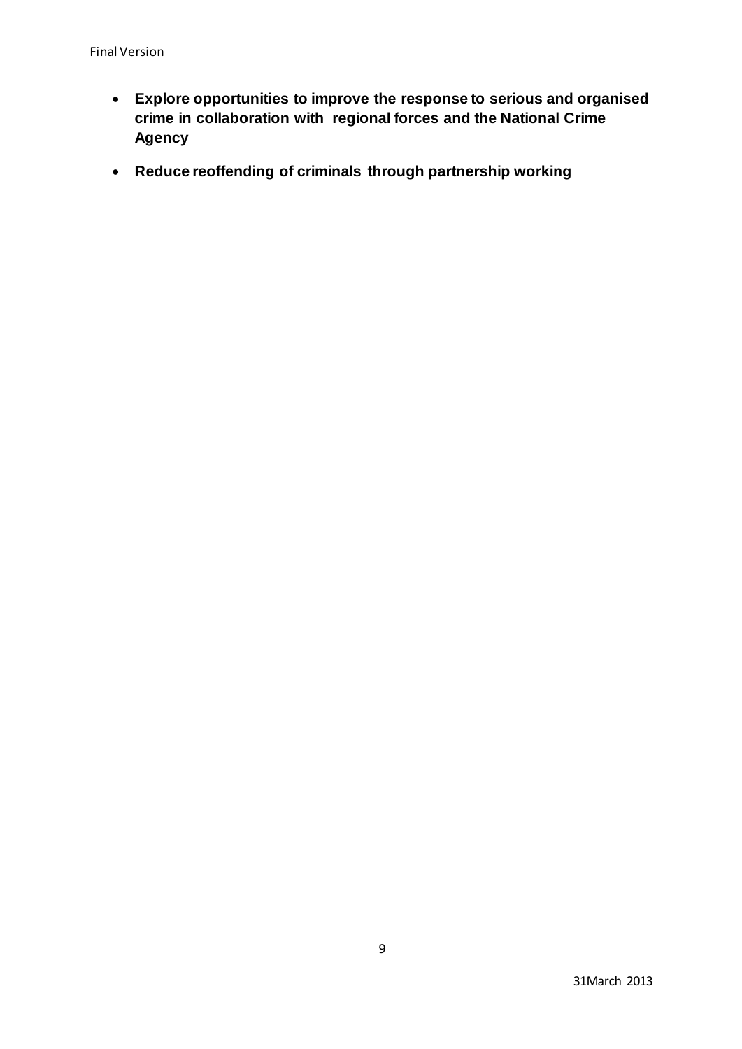- **Explore opportunities to improve the response to serious and organised crime in collaboration with regional forces and the National Crime Agency**
- **Reduce reoffending of criminals through partnership working**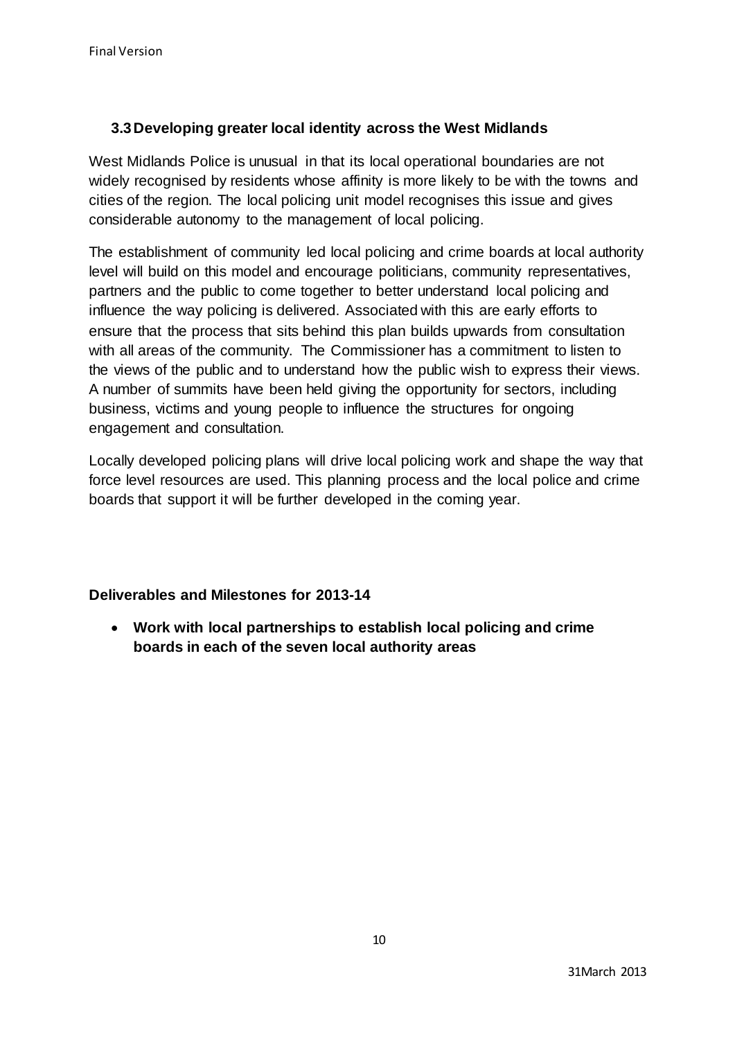### 3.3 Developing greater local identity across the West Midlands

West Midlands Police is unusual in that its local operational boundaries are not widely recognised by residents whose affinity is more likely to be with the towns and cities of the region. The local policing unit model recognises this issue and gives considerable autonomy to the management of local policing.

The establishment of community led local policing and crime boards at local authority level will build on this model and encourage politicians, community representatives, partners and the public to come together to better understand local policing and influence the way policing is delivered. Associated with this are early efforts to ensure that the process that sits behind this plan builds upwards from consultation with all areas of the community. The Commissioner has a commitment to listen to the views of the public and to understand how the public wish to express their views. A number of summits have been held giving the opportunity for sectors, including business, victims and young people to influence the structures for ongoing engagement and consultation.

Locally developed policing plans will drive local policing work and shape the way that force level resources are used. This planning process and the local police and crime boards that support it will be further developed in the coming year.

**Deliverables and Milestones for 2013-14**

- **Work with local partnerships to establish local policing and crime boards in each of the seven local authority areas**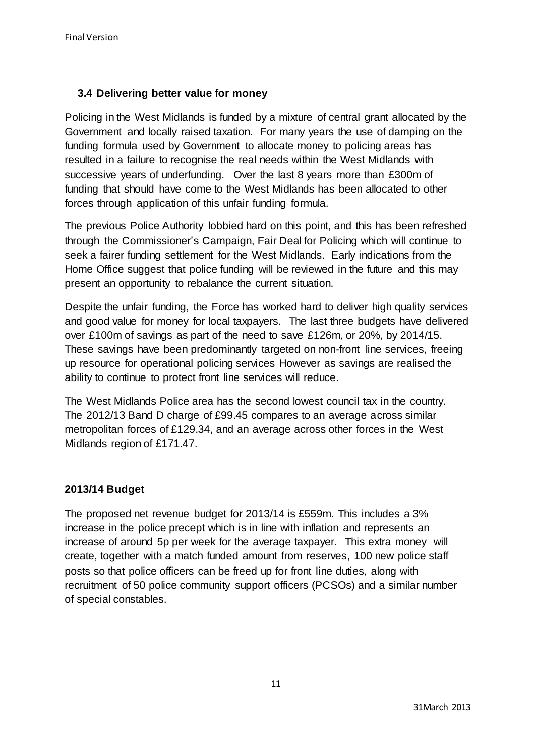### 3.4 Delivering better value for money

Policing in the West Midlands is funded by a mixture of central grant allocated by the Government and locally raised taxation. For many years the use of damping on the funding formula used by Government to allocate money to policing areas has resulted in a failure to recognise the real needs within the West Midlands with successive years of underfunding. Over the last 8 years more than £300m of funding that should have come to the West Midlands has been allocated to other forces through application of this unfair funding formula.

The previous Police Authority lobbied hard on this point, and this has been refreshed through the Commissioner's Campaign, Fair Deal for Policing which will continue to seek a fairer funding settlement for the West Midlands. Early indications from the Home Office suggest that police funding will be reviewed in the future and this may present an opportunity to rebalance the current situation.

Despite the unfair funding, the Force has worked hard to deliver high quality services and good value for money for local taxpayers. The last three budgets have delivered over £100m of savings as part of the need to save £126m, or 20%, by 2014/15. These savings have been predominantly targeted on non-front line services, freeing up resource for operational policing services However as savings are realised the ability to continue to protect front line services will reduce.

The West Midlands Police area has the second lowest council tax in the country. The 2012/13 Band D charge of £99.45 compares to an average across similar metropolitan forces of £129.34, and an average across other forces in the West Midlands region of £171.47.

### 2013/14 Budget

The proposed net revenue budget for 2013/14 is £559m. This includes a 3% increase in the police precept which is in line with inflation and represents an increase of around 5p per week for the average taxpayer. This extra money will create, together with a match funded amount from reserves, 100 new police staff posts so that police officers can be freed up for front line duties, along with recruitment of 50 police community support officers (PCSOs) and a similar number of special constables.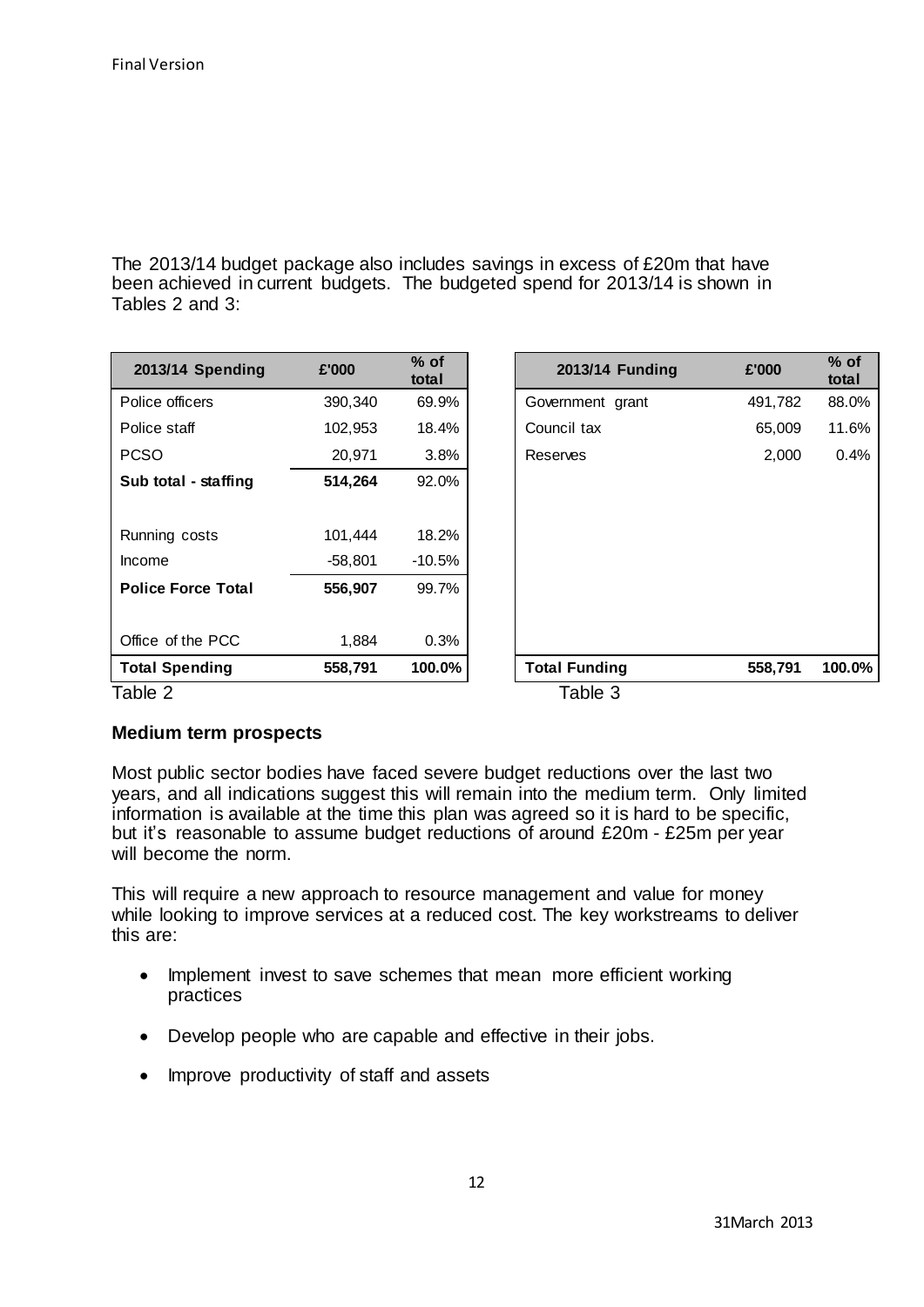The 2013/14 budget package also includes savings in excess of £20m that have been achieved in current budgets. The budgeted spend for 2013/14 is shown in Tables 2 and 3:

| 2013/14 Spending | £'000 | % of total |
|---|---|---|
| Police officers | 390,340 | 69.9% |
| Police staff | 102,953 | 18.4% |
| PCSO | 20,971 | 3.8% |
| **Sub total - staffing** | **514,264** | 92.0% |
| | | |
| Running costs | 101,444 | 18.2% |
| Income | -58,801 | -10.5% |
| **Police Force Total** | **556,907** | 99.7% |
| | | |
| Office of the PCC | 1,884 | 0.3% |
| **Total Spending** | **558,791** | **100.0%** |

Table 2

| 2013/14 Funding | £'000 | % of total |
|---|---|---|
| Government grant | 491,782 | 88.0% |
| Council tax | 65,009 | 11.6% |
| Reserves | 2,000 | 0.4% |
| **Total Funding** | **558,791** | **100.0%** |

Table 3

### Medium term prospects

Most public sector bodies have faced severe budget reductions over the last two years, and all indications suggest this will remain into the medium term. Only limited information is available at the time this plan was agreed so it is hard to be specific, but it's reasonable to assume budget reductions of around £20m - £25m per year will become the norm.

This will require a new approach to resource management and value for money while looking to improve services at a reduced cost. The key workstreams to deliver this are:

- Implement invest to save schemes that mean more efficient working practices
- Develop people who are capable and effective in their jobs.
- Improve productivity of staff and assets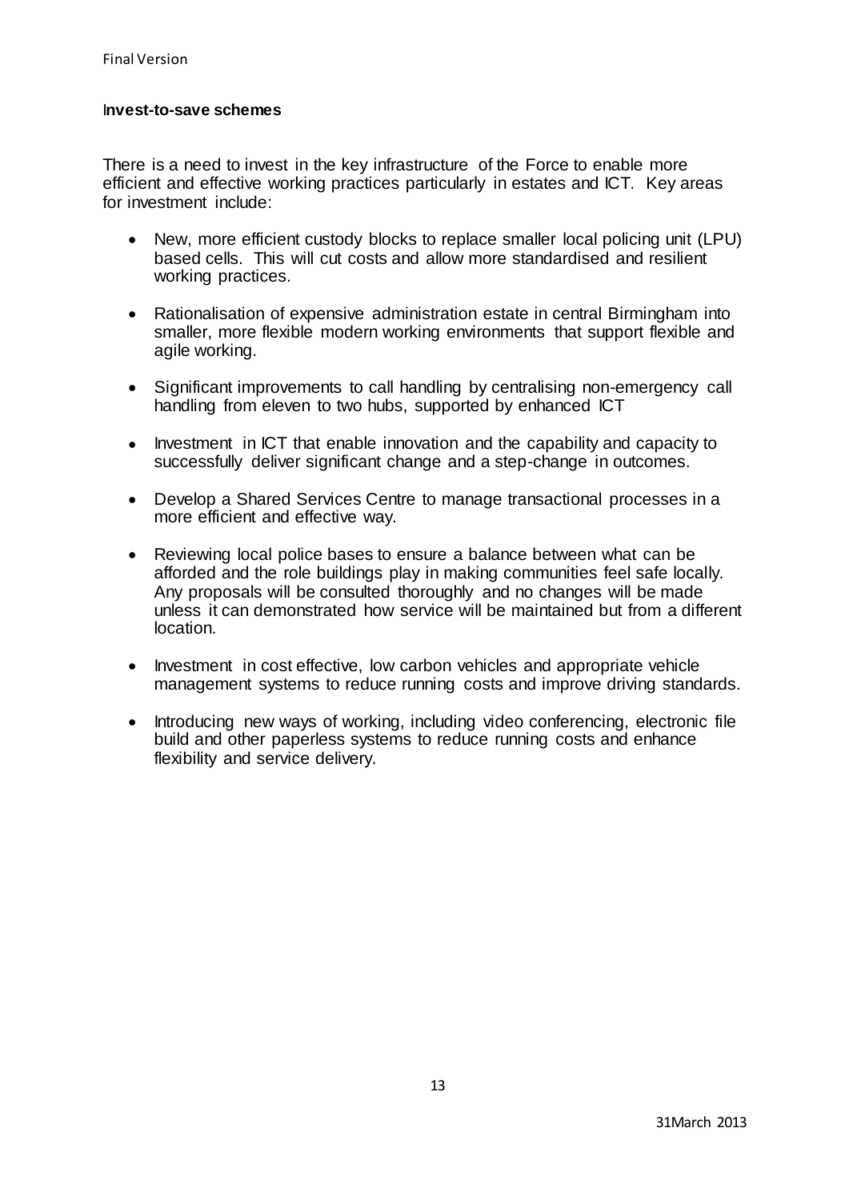**Invest-to-save schemes**

There is a need to invest in the key infrastructure of the Force to enable more efficient and effective working practices particularly in estates and ICT. Key areas for investment include:

- New, more efficient custody blocks to replace smaller local policing unit (LPU) based cells. This will cut costs and allow more standardised and resilient working practices.
- Rationalisation of expensive administration estate in central Birmingham into smaller, more flexible modern working environments that support flexible and agile working.
- Significant improvements to call handling by centralising non-emergency call handling from eleven to two hubs, supported by enhanced ICT
- Investment in ICT that enable innovation and the capability and capacity to successfully deliver significant change and a step-change in outcomes.
- Develop a Shared Services Centre to manage transactional processes in a more efficient and effective way.
- Reviewing local police bases to ensure a balance between what can be afforded and the role buildings play in making communities feel safe locally. Any proposals will be consulted thoroughly and no changes will be made unless it can demonstrated how service will be maintained but from a different location.
- Investment in cost effective, low carbon vehicles and appropriate vehicle management systems to reduce running costs and improve driving standards.
- Introducing new ways of working, including video conferencing, electronic file build and other paperless systems to reduce running costs and enhance flexibility and service delivery.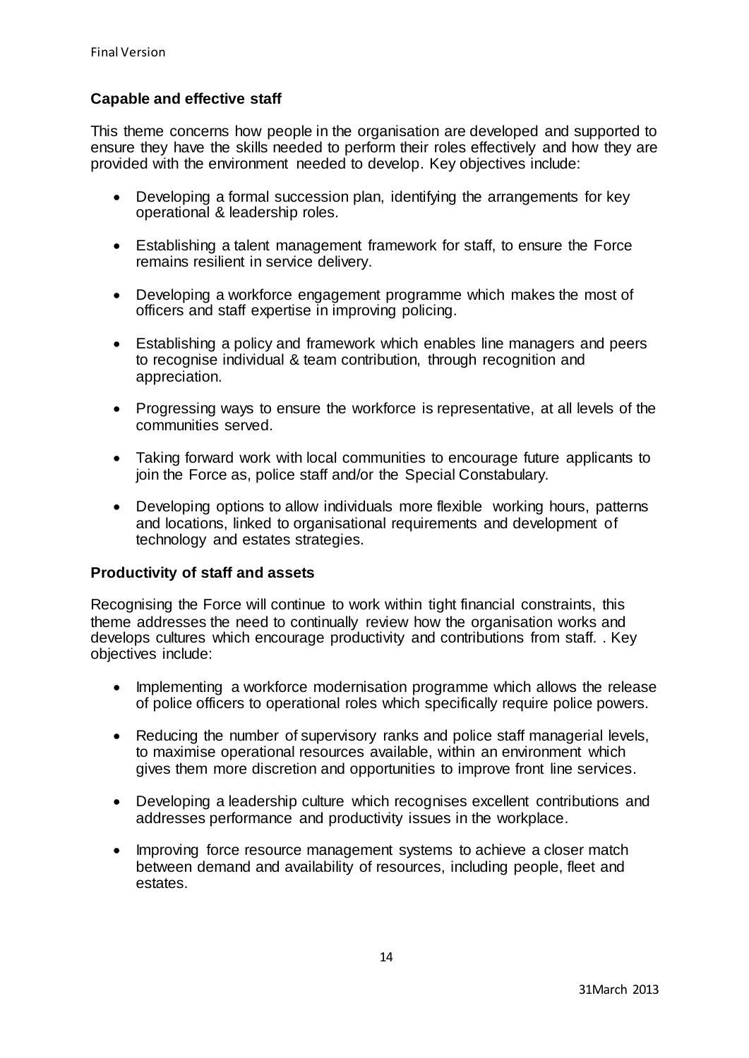### Capable and effective staff

This theme concerns how people in the organisation are developed and supported to ensure they have the skills needed to perform their roles effectively and how they are provided with the environment needed to develop. Key objectives include:

- Developing a formal succession plan, identifying the arrangements for key operational & leadership roles.
- Establishing a talent management framework for staff, to ensure the Force remains resilient in service delivery.
- Developing a workforce engagement programme which makes the most of officers and staff expertise in improving policing.
- Establishing a policy and framework which enables line managers and peers to recognise individual & team contribution, through recognition and appreciation.
- Progressing ways to ensure the workforce is representative, at all levels of the communities served.
- Taking forward work with local communities to encourage future applicants to join the Force as, police staff and/or the Special Constabulary.
- Developing options to allow individuals more flexible working hours, patterns and locations, linked to organisational requirements and development of technology and estates strategies.

### Productivity of staff and assets

Recognising the Force will continue to work within tight financial constraints, this theme addresses the need to continually review how the organisation works and develops cultures which encourage productivity and contributions from staff. . Key objectives include:

- Implementing a workforce modernisation programme which allows the release of police officers to operational roles which specifically require police powers.
- Reducing the number of supervisory ranks and police staff managerial levels, to maximise operational resources available, within an environment which gives them more discretion and opportunities to improve front line services.
- Developing a leadership culture which recognises excellent contributions and addresses performance and productivity issues in the workplace.
- Improving force resource management systems to achieve a closer match between demand and availability of resources, including people, fleet and estates.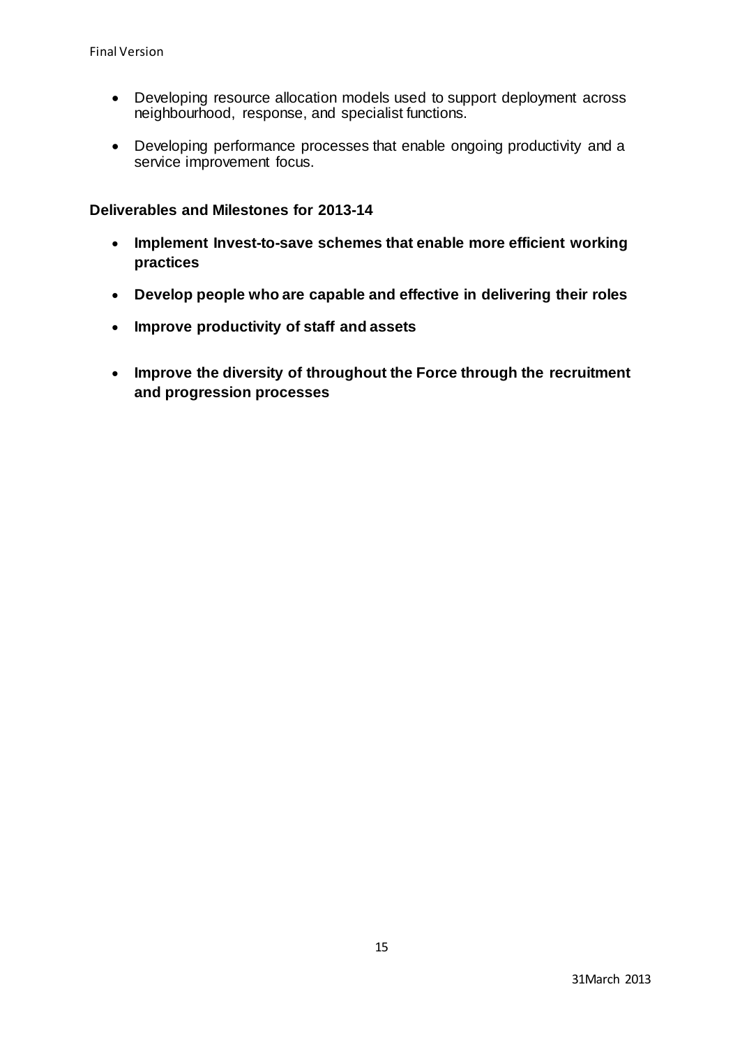- Developing resource allocation models used to support deployment across neighbourhood, response, and specialist functions.
- Developing performance processes that enable ongoing productivity and a service improvement focus.

**Deliverables and Milestones for 2013-14**

- **Implement Invest-to-save schemes that enable more efficient working practices**
- **Develop people who are capable and effective in delivering their roles**
- **Improve productivity of staff and assets**
- **Improve the diversity of throughout the Force through the recruitment and progression processes**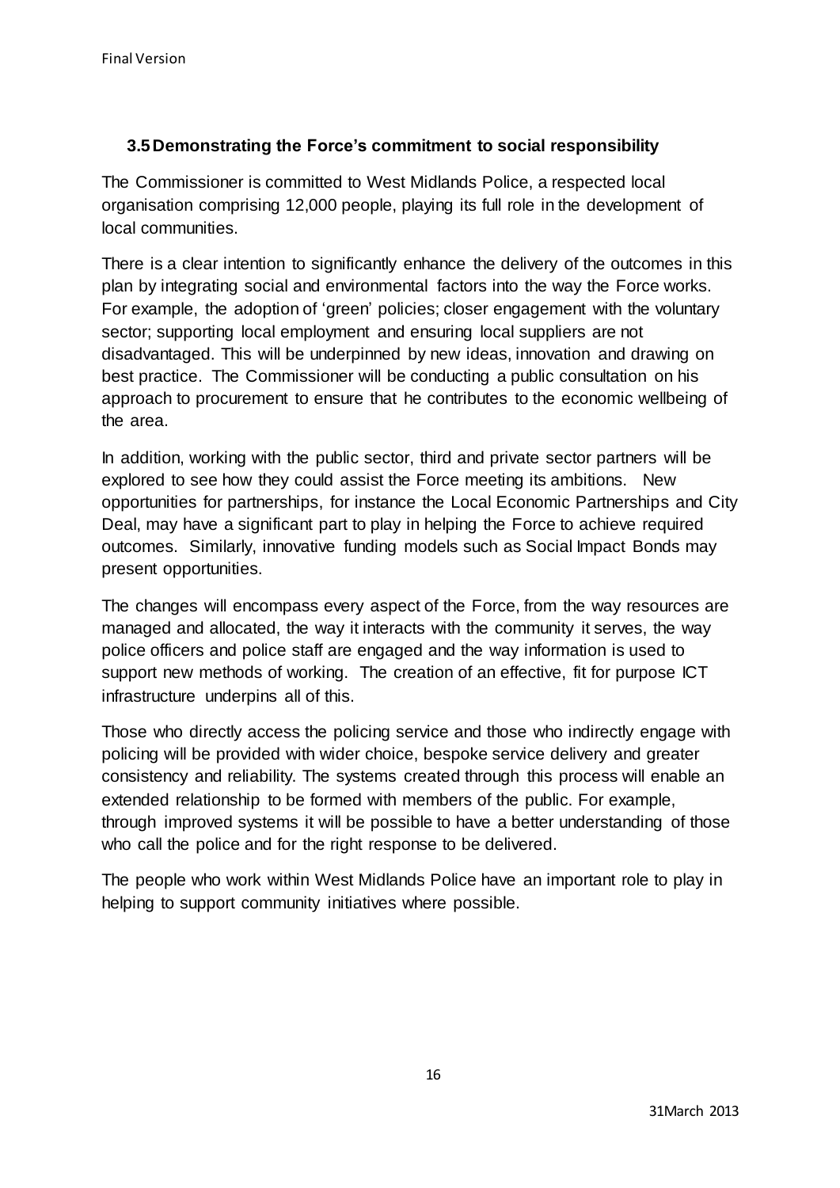### 3.5 Demonstrating the Force's commitment to social responsibility

The Commissioner is committed to West Midlands Police, a respected local organisation comprising 12,000 people, playing its full role in the development of local communities.

There is a clear intention to significantly enhance the delivery of the outcomes in this plan by integrating social and environmental factors into the way the Force works. For example, the adoption of 'green' policies; closer engagement with the voluntary sector; supporting local employment and ensuring local suppliers are not disadvantaged. This will be underpinned by new ideas, innovation and drawing on best practice. The Commissioner will be conducting a public consultation on his approach to procurement to ensure that he contributes to the economic wellbeing of the area.

In addition, working with the public sector, third and private sector partners will be explored to see how they could assist the Force meeting its ambitions. New opportunities for partnerships, for instance the Local Economic Partnerships and City Deal, may have a significant part to play in helping the Force to achieve required outcomes. Similarly, innovative funding models such as Social Impact Bonds may present opportunities.

The changes will encompass every aspect of the Force, from the way resources are managed and allocated, the way it interacts with the community it serves, the way police officers and police staff are engaged and the way information is used to support new methods of working. The creation of an effective, fit for purpose ICT infrastructure underpins all of this.

Those who directly access the policing service and those who indirectly engage with policing will be provided with wider choice, bespoke service delivery and greater consistency and reliability. The systems created through this process will enable an extended relationship to be formed with members of the public. For example, through improved systems it will be possible to have a better understanding of those who call the police and for the right response to be delivered.

The people who work within West Midlands Police have an important role to play in helping to support community initiatives where possible.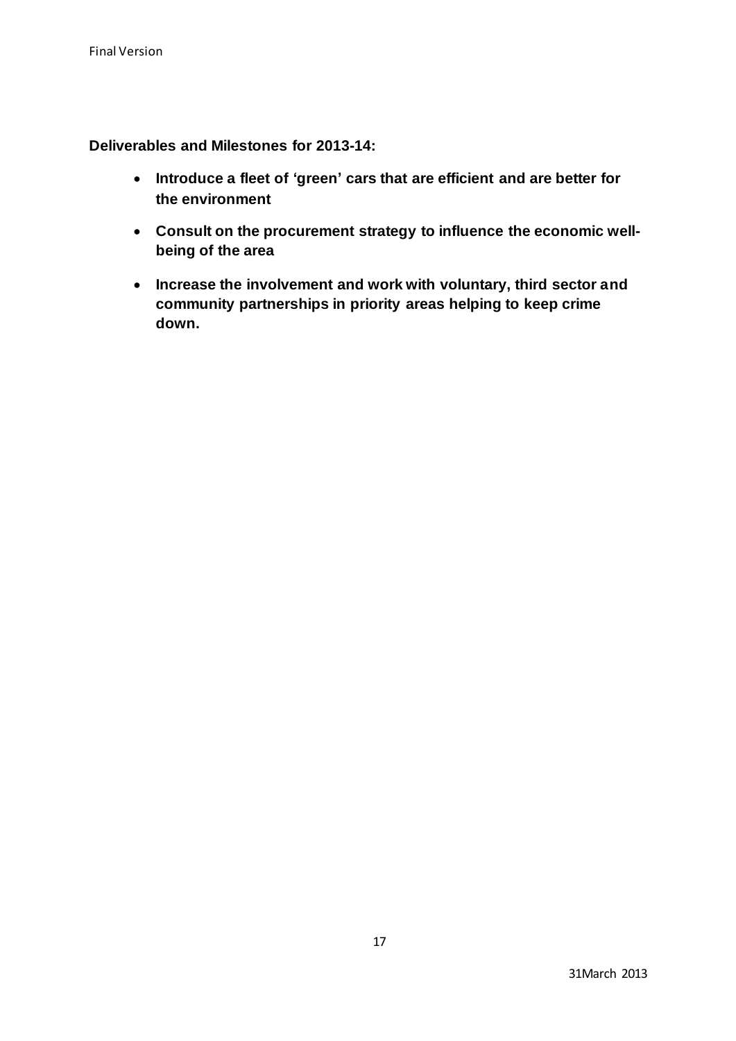**Deliverables and Milestones for 2013-14:**

- **Introduce a fleet of 'green' cars that are efficient and are better for the environment**
- **Consult on the procurement strategy to influence the economic well-being of the area**
- **Increase the involvement and work with voluntary, third sector and community partnerships in priority areas helping to keep crime down.**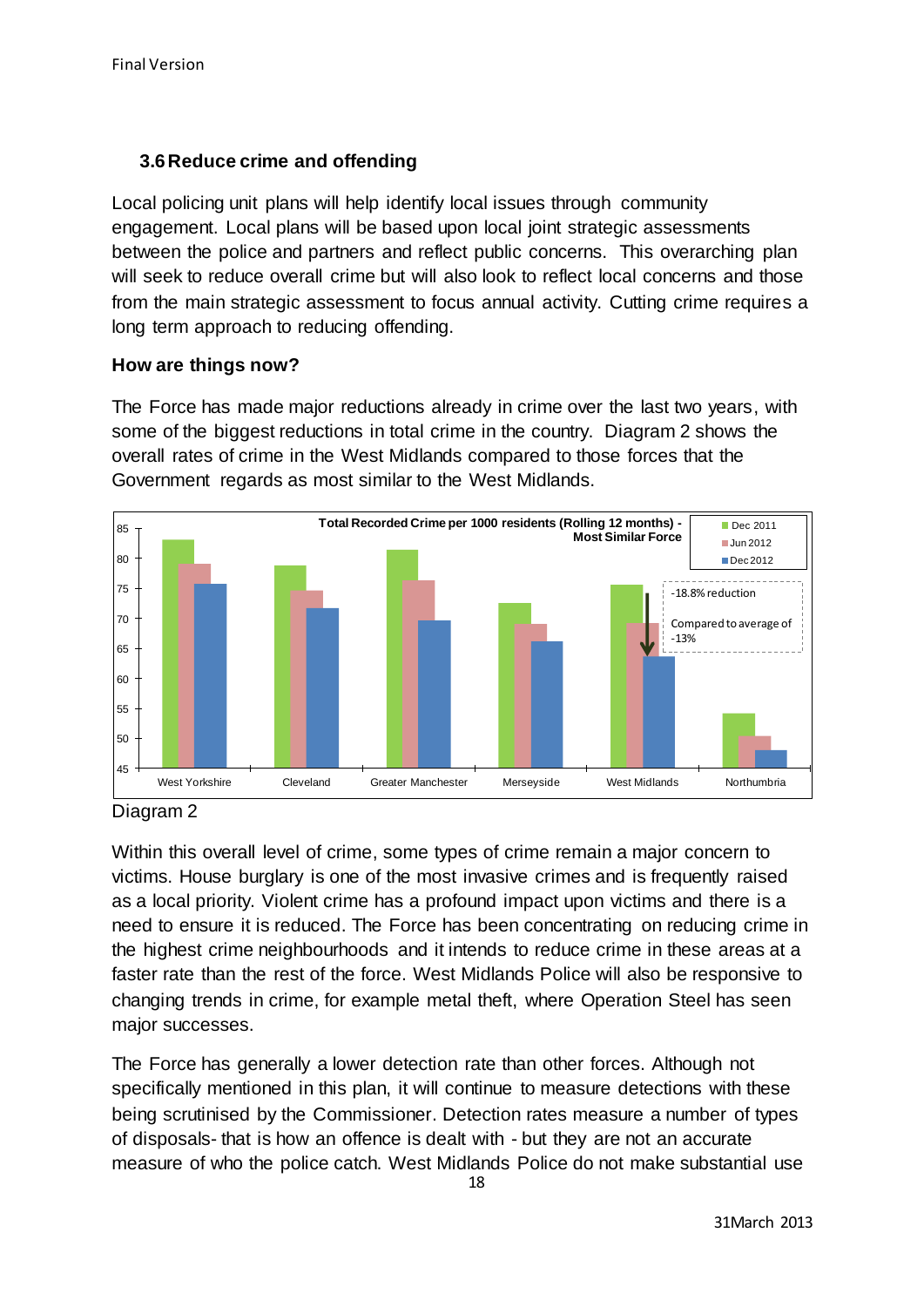### 3.6 Reduce crime and offending

Local policing unit plans will help identify local issues through community engagement. Local plans will be based upon local joint strategic assessments between the police and partners and reflect public concerns. This overarching plan will seek to reduce overall crime but will also look to reflect local concerns and those from the main strategic assessment to focus annual activity. Cutting crime requires a long term approach to reducing offending.

**How are things now?**

The Force has made major reductions already in crime over the last two years, with some of the biggest reductions in total crime in the country. Diagram 2 shows the overall rates of crime in the West Midlands compared to those forces that the Government regards as most similar to the West Midlands.

**Total Recorded Crime per 1000 residents (Rolling 12 months) - Most Similar Force**

| | Dec 2011 | Jun 2012 | Dec 2012 |
|---|---|---|---|
| West Yorkshire | ~83 | ~79 | ~76 |
| Cleveland | ~79 | ~75 | ~72 |
| Greater Manchester | ~81 | ~76 | ~70 |
| Merseyside | ~73 | ~69 | ~66 |
| West Midlands | ~76 | ~69 | ~64 |
| Northumbria | ~54 | ~50 | ~48 |

West Midlands: -18.8% reduction. Compared to average of -13%

Diagram 2

Within this overall level of crime, some types of crime remain a major concern to victims. House burglary is one of the most invasive crimes and is frequently raised as a local priority. Violent crime has a profound impact upon victims and there is a need to ensure it is reduced. The Force has been concentrating on reducing crime in the highest crime neighbourhoods and it intends to reduce crime in these areas at a faster rate than the rest of the force. West Midlands Police will also be responsive to changing trends in crime, for example metal theft, where Operation Steel has seen major successes.

The Force has generally a lower detection rate than other forces. Although not specifically mentioned in this plan, it will continue to measure detections with these being scrutinised by the Commissioner. Detection rates measure a number of types of disposals- that is how an offence is dealt with - but they are not an accurate measure of who the police catch. West Midlands Police do not make substantial use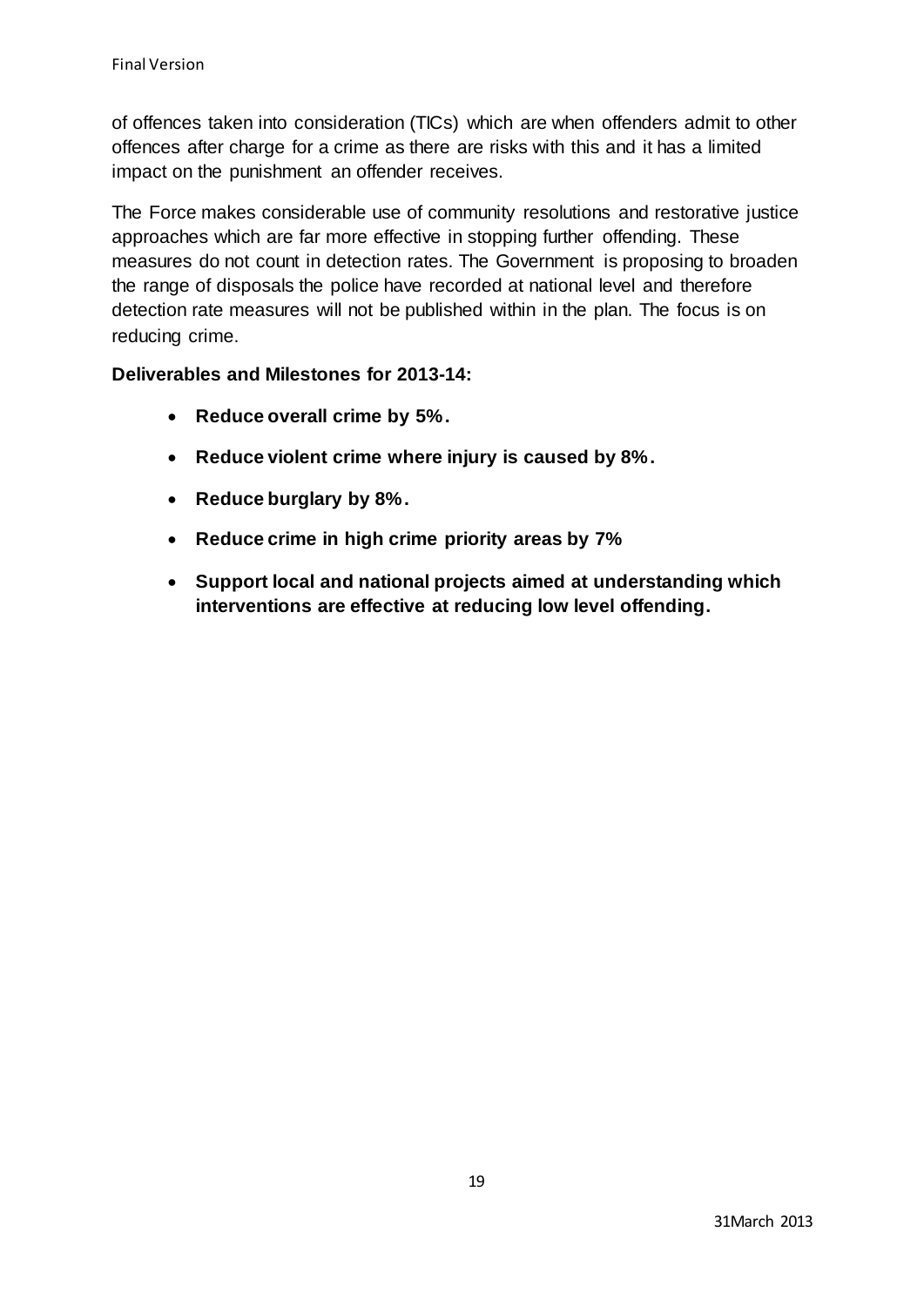of offences taken into consideration (TICs) which are when offenders admit to other offences after charge for a crime as there are risks with this and it has a limited impact on the punishment an offender receives.

The Force makes considerable use of community resolutions and restorative justice approaches which are far more effective in stopping further offending. These measures do not count in detection rates. The Government is proposing to broaden the range of disposals the police have recorded at national level and therefore detection rate measures will not be published within in the plan. The focus is on reducing crime.

**Deliverables and Milestones for 2013-14:**

- **Reduce overall crime by 5%.**
- **Reduce violent crime where injury is caused by 8%.**
- **Reduce burglary by 8%.**
- **Reduce crime in high crime priority areas by 7%**
- **Support local and national projects aimed at understanding which interventions are effective at reducing low level offending.**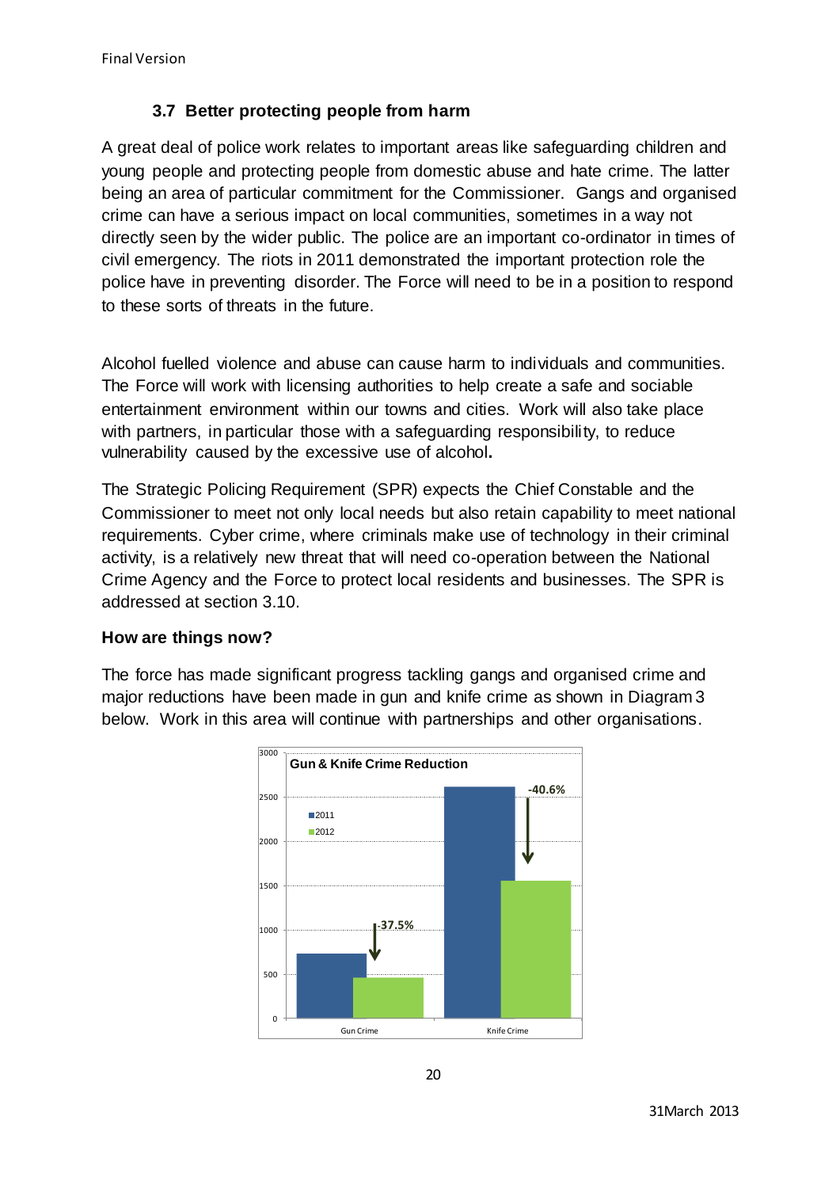### 3.7 Better protecting people from harm

A great deal of police work relates to important areas like safeguarding children and young people and protecting people from domestic abuse and hate crime. The latter being an area of particular commitment for the Commissioner. Gangs and organised crime can have a serious impact on local communities, sometimes in a way not directly seen by the wider public. The police are an important co-ordinator in times of civil emergency. The riots in 2011 demonstrated the important protection role the police have in preventing disorder. The Force will need to be in a position to respond to these sorts of threats in the future.

Alcohol fuelled violence and abuse can cause harm to individuals and communities. The Force will work with licensing authorities to help create a safe and sociable entertainment environment within our towns and cities. Work will also take place with partners, in particular those with a safeguarding responsibility, to reduce vulnerability caused by the excessive use of alcohol**.**

The Strategic Policing Requirement (SPR) expects the Chief Constable and the Commissioner to meet not only local needs but also retain capability to meet national requirements. Cyber crime, where criminals make use of technology in their criminal activity, is a relatively new threat that will need co-operation between the National Crime Agency and the Force to protect local residents and businesses. The SPR is addressed at section 3.10.

**How are things now?**

The force has made significant progress tackling gangs and organised crime and major reductions have been made in gun and knife crime as shown in Diagram 3 below. Work in this area will continue with partnerships and other organisations.

**Gun & Knife Crime Reduction**

| | 2011 | 2012 | Change |
|---|---|---|---|
| Gun Crime | | | -37.5% |
| Knife Crime | | | -40.6% |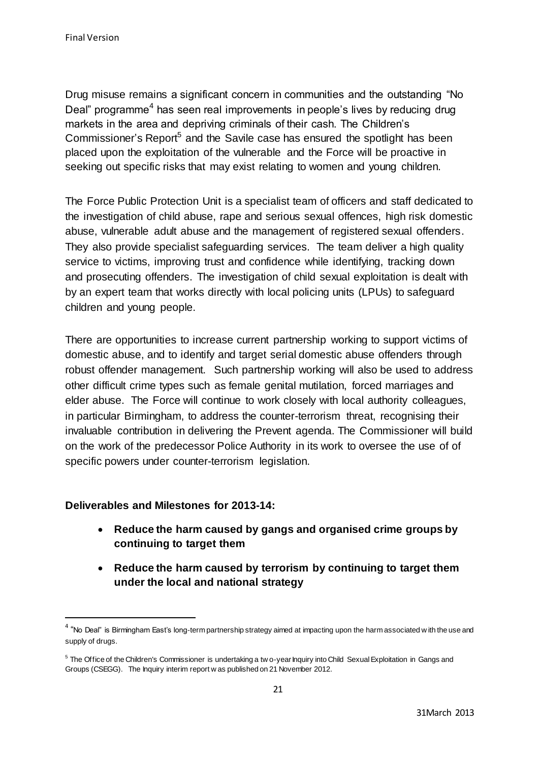Drug misuse remains a significant concern in communities and the outstanding "No Deal" programme[4] has seen real improvements in people's lives by reducing drug markets in the area and depriving criminals of their cash. The Children's Commissioner's Report[5] and the Savile case has ensured the spotlight has been placed upon the exploitation of the vulnerable and the Force will be proactive in seeking out specific risks that may exist relating to women and young children.

The Force Public Protection Unit is a specialist team of officers and staff dedicated to the investigation of child abuse, rape and serious sexual offences, high risk domestic abuse, vulnerable adult abuse and the management of registered sexual offenders. They also provide specialist safeguarding services. The team deliver a high quality service to victims, improving trust and confidence while identifying, tracking down and prosecuting offenders. The investigation of child sexual exploitation is dealt with by an expert team that works directly with local policing units (LPUs) to safeguard children and young people.

There are opportunities to increase current partnership working to support victims of domestic abuse, and to identify and target serial domestic abuse offenders through robust offender management. Such partnership working will also be used to address other difficult crime types such as female genital mutilation, forced marriages and elder abuse. The Force will continue to work closely with local authority colleagues, in particular Birmingham, to address the counter-terrorism threat, recognising their invaluable contribution in delivering the Prevent agenda. The Commissioner will build on the work of the predecessor Police Authority in its work to oversee the use of of specific powers under counter-terrorism legislation.

**Deliverables and Milestones for 2013-14:**

- **Reduce the harm caused by gangs and organised crime groups by continuing to target them**
- **Reduce the harm caused by terrorism by continuing to target them under the local and national strategy**

---

[4] "No Deal" is Birmingham East's long-term partnership strategy aimed at impacting upon the harm associated with the use and supply of drugs.

[5] The Office of the Children's Commissioner is undertaking a two-year Inquiry into Child Sexual Exploitation in Gangs and Groups (CSEGG). The Inquiry interim report was published on 21 November 2012.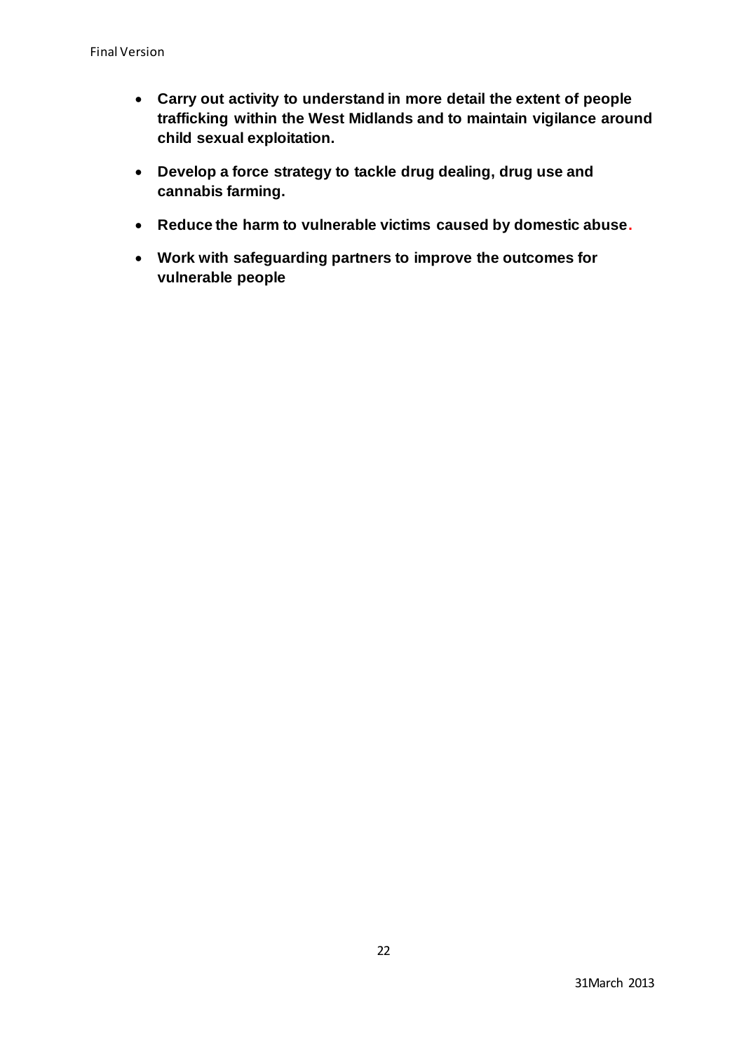- **Carry out activity to understand in more detail the extent of people trafficking within the West Midlands and to maintain vigilance around child sexual exploitation.**
- **Develop a force strategy to tackle drug dealing, drug use and cannabis farming.**
- **Reduce the harm to vulnerable victims caused by domestic abuse.**
- **Work with safeguarding partners to improve the outcomes for vulnerable people**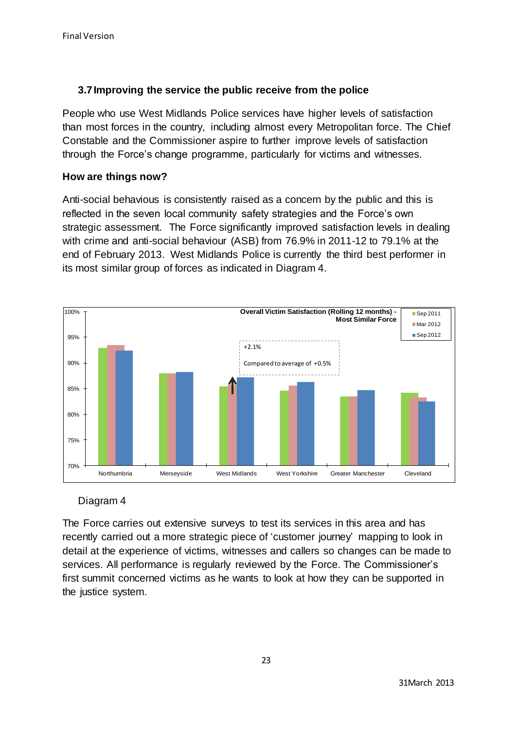### 3.7 Improving the service the public receive from the police

People who use West Midlands Police services have higher levels of satisfaction than most forces in the country, including almost every Metropolitan force. The Chief Constable and the Commissioner aspire to further improve levels of satisfaction through the Force's change programme, particularly for victims and witnesses.

**How are things now?**

Anti-social behavious is consistently raised as a concern by the public and this is reflected in the seven local community safety strategies and the Force's own strategic assessment. The Force significantly improved satisfaction levels in dealing with crime and anti-social behaviour (ASB) from 76.9% in 2011-12 to 79.1% at the end of February 2013. West Midlands Police is currently the third best performer in its most similar group of forces as indicated in Diagram 4.

**Overall Victim Satisfaction (Rolling 12 months) - Most Similar Force**

Legend: Sep 2011, Mar 2012, Sep 2012

West Midlands: +2.1% (Compared to average of +0.5%)

Forces shown: Northumbria, Merseyside, West Midlands, West Yorkshire, Greater Manchester, Cleveland

Diagram 4

The Force carries out extensive surveys to test its services in this area and has recently carried out a more strategic piece of 'customer journey' mapping to look in detail at the experience of victims, witnesses and callers so changes can be made to services. All performance is regularly reviewed by the Force. The Commissioner's first summit concerned victims as he wants to look at how they can be supported in the justice system.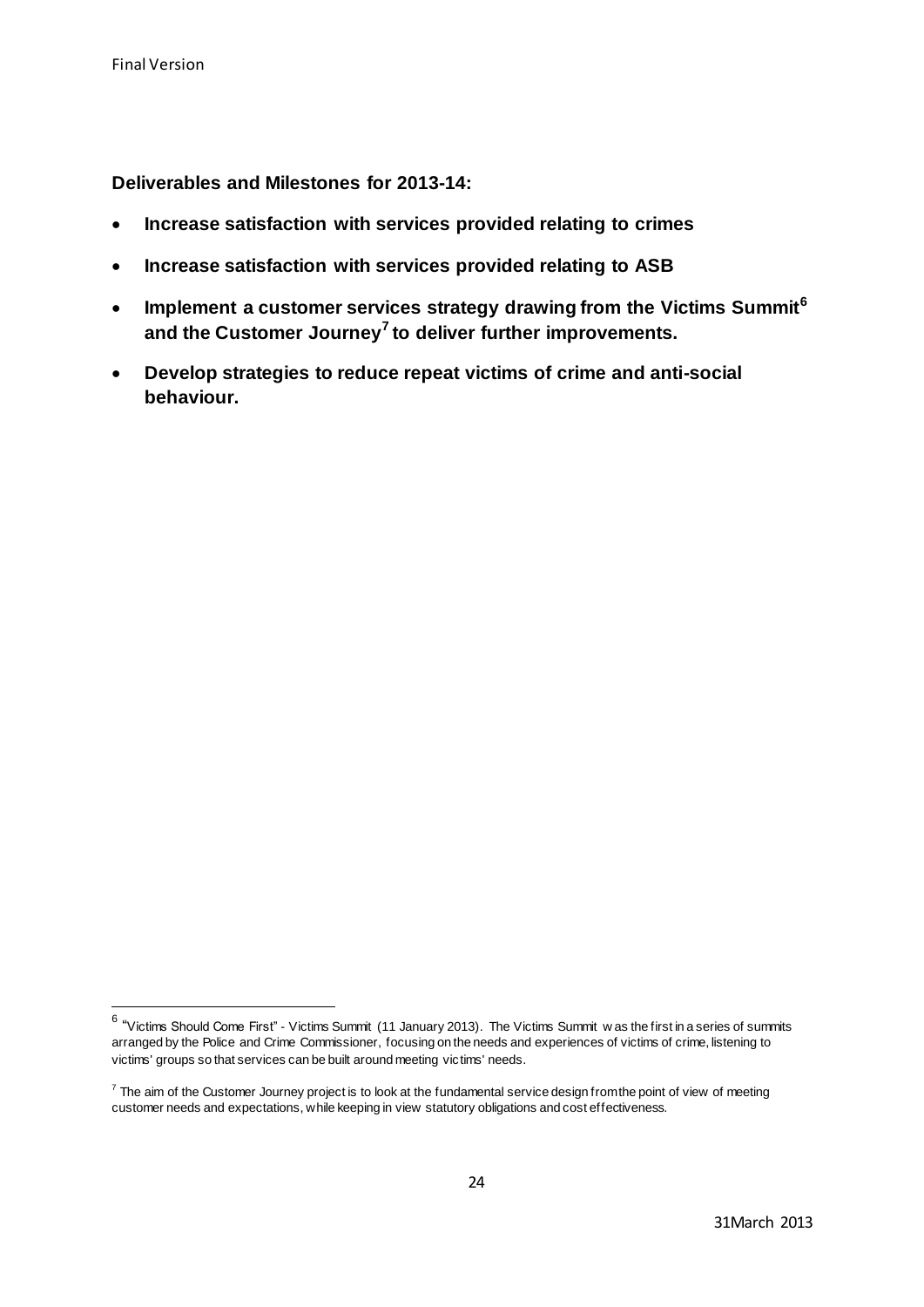**Deliverables and Milestones for 2013-14:**

- **Increase satisfaction with services provided relating to crimes**
- **Increase satisfaction with services provided relating to ASB**
- **Implement a customer services strategy drawing from the Victims Summit[6] and the Customer Journey[7] to deliver further improvements.**
- **Develop strategies to reduce repeat victims of crime and anti-social behaviour.**

---

[6] "Victims Should Come First" - Victims Summit (11 January 2013). The Victims Summit was the first in a series of summits arranged by the Police and Crime Commissioner, focusing on the needs and experiences of victims of crime, listening to victims' groups so that services can be built around meeting victims' needs.

[7] The aim of the Customer Journey project is to look at the fundamental service design from the point of view of meeting customer needs and expectations, while keeping in view statutory obligations and cost effectiveness.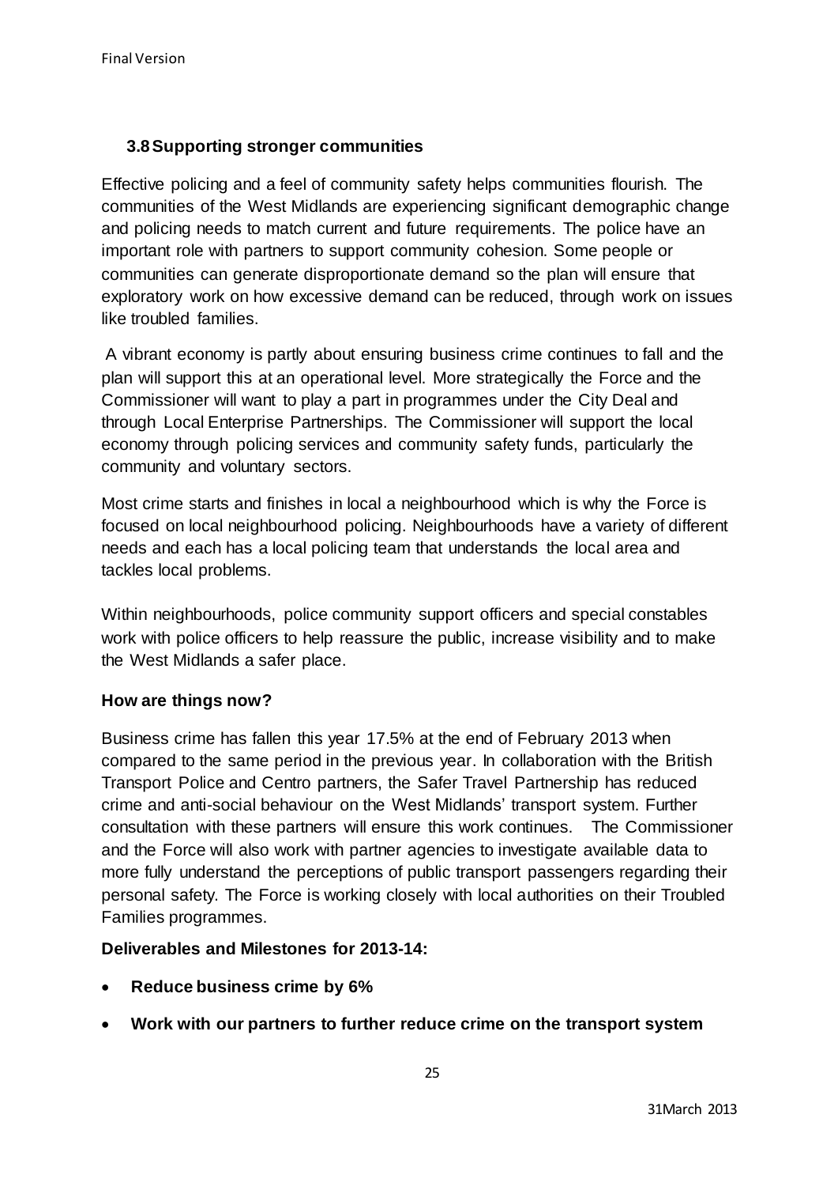## 3.8 Supporting stronger communities

Effective policing and a feel of community safety helps communities flourish. The communities of the West Midlands are experiencing significant demographic change and policing needs to match current and future requirements. The police have an important role with partners to support community cohesion. Some people or communities can generate disproportionate demand so the plan will ensure that exploratory work on how excessive demand can be reduced, through work on issues like troubled families.

A vibrant economy is partly about ensuring business crime continues to fall and the plan will support this at an operational level. More strategically the Force and the Commissioner will want to play a part in programmes under the City Deal and through Local Enterprise Partnerships. The Commissioner will support the local economy through policing services and community safety funds, particularly the community and voluntary sectors.

Most crime starts and finishes in local a neighbourhood which is why the Force is focused on local neighbourhood policing. Neighbourhoods have a variety of different needs and each has a local policing team that understands the local area and tackles local problems.

Within neighbourhoods, police community support officers and special constables work with police officers to help reassure the public, increase visibility and to make the West Midlands a safer place.

**How are things now?**

Business crime has fallen this year 17.5% at the end of February 2013 when compared to the same period in the previous year. In collaboration with the British Transport Police and Centro partners, the Safer Travel Partnership has reduced crime and anti-social behaviour on the West Midlands' transport system. Further consultation with these partners will ensure this work continues. The Commissioner and the Force will also work with partner agencies to investigate available data to more fully understand the perceptions of public transport passengers regarding their personal safety. The Force is working closely with local authorities on their Troubled Families programmes.

**Deliverables and Milestones for 2013-14:**

- **Reduce business crime by 6%**
- **Work with our partners to further reduce crime on the transport system**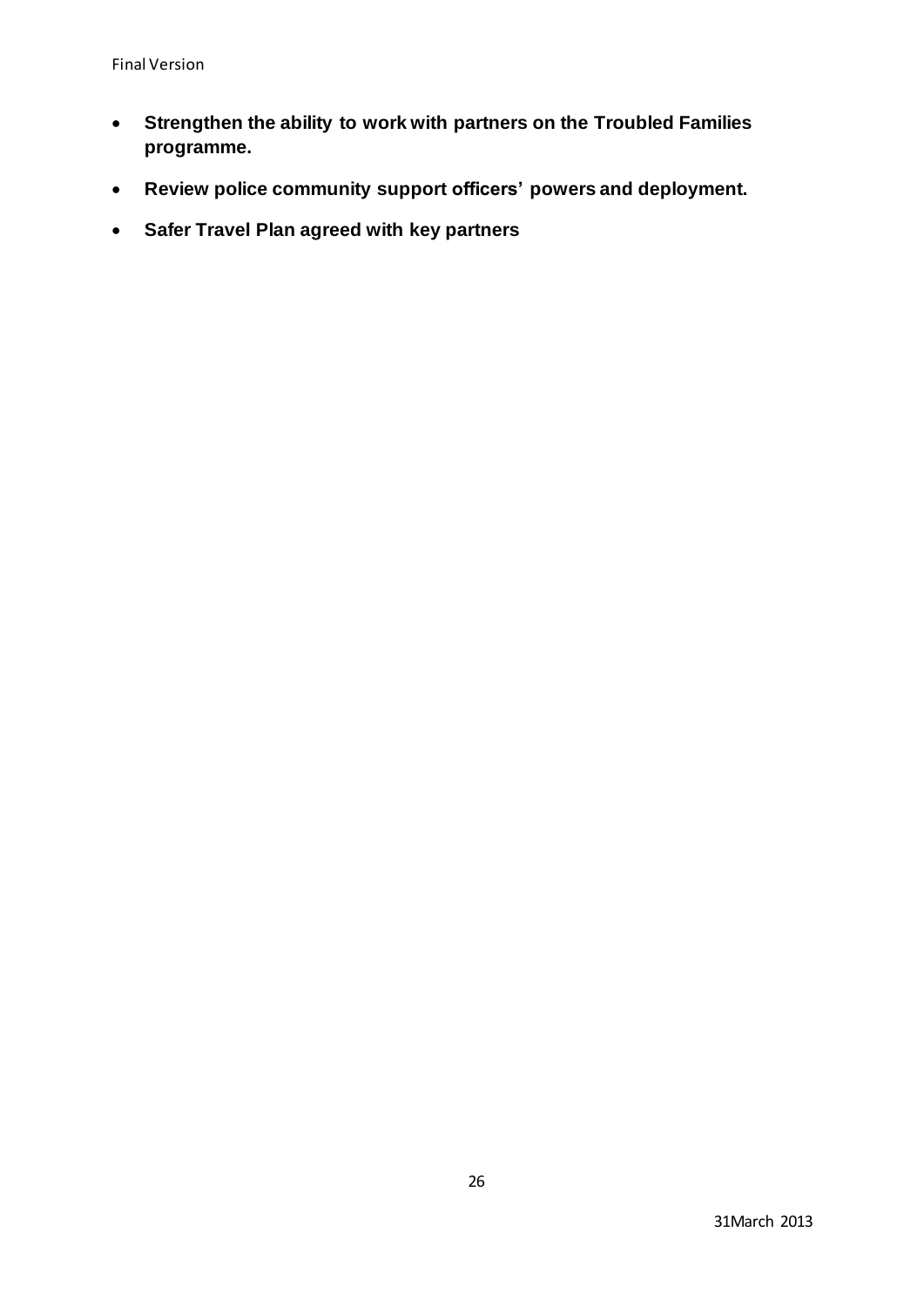- **Strengthen the ability to work with partners on the Troubled Families programme.**
- **Review police community support officers' powers and deployment.**
- **Safer Travel Plan agreed with key partners**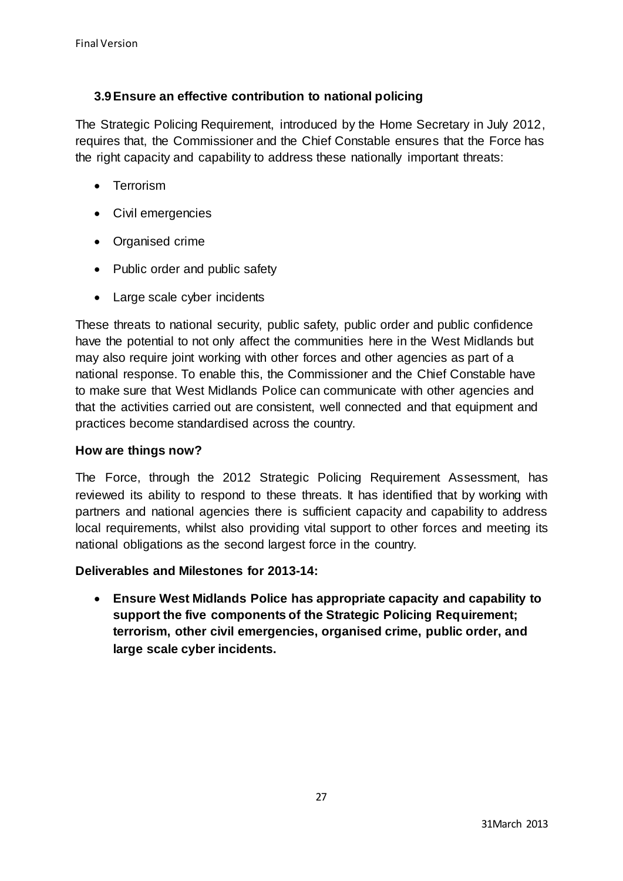### 3.9 Ensure an effective contribution to national policing

The Strategic Policing Requirement, introduced by the Home Secretary in July 2012, requires that, the Commissioner and the Chief Constable ensures that the Force has the right capacity and capability to address these nationally important threats:

- Terrorism
- Civil emergencies
- Organised crime
- Public order and public safety
- Large scale cyber incidents

These threats to national security, public safety, public order and public confidence have the potential to not only affect the communities here in the West Midlands but may also require joint working with other forces and other agencies as part of a national response. To enable this, the Commissioner and the Chief Constable have to make sure that West Midlands Police can communicate with other agencies and that the activities carried out are consistent, well connected and that equipment and practices become standardised across the country.

**How are things now?**

The Force, through the 2012 Strategic Policing Requirement Assessment, has reviewed its ability to respond to these threats. It has identified that by working with partners and national agencies there is sufficient capacity and capability to address local requirements, whilst also providing vital support to other forces and meeting its national obligations as the second largest force in the country.

**Deliverables and Milestones for 2013-14:**

- **Ensure West Midlands Police has appropriate capacity and capability to support the five components of the Strategic Policing Requirement; terrorism, other civil emergencies, organised crime, public order, and large scale cyber incidents.**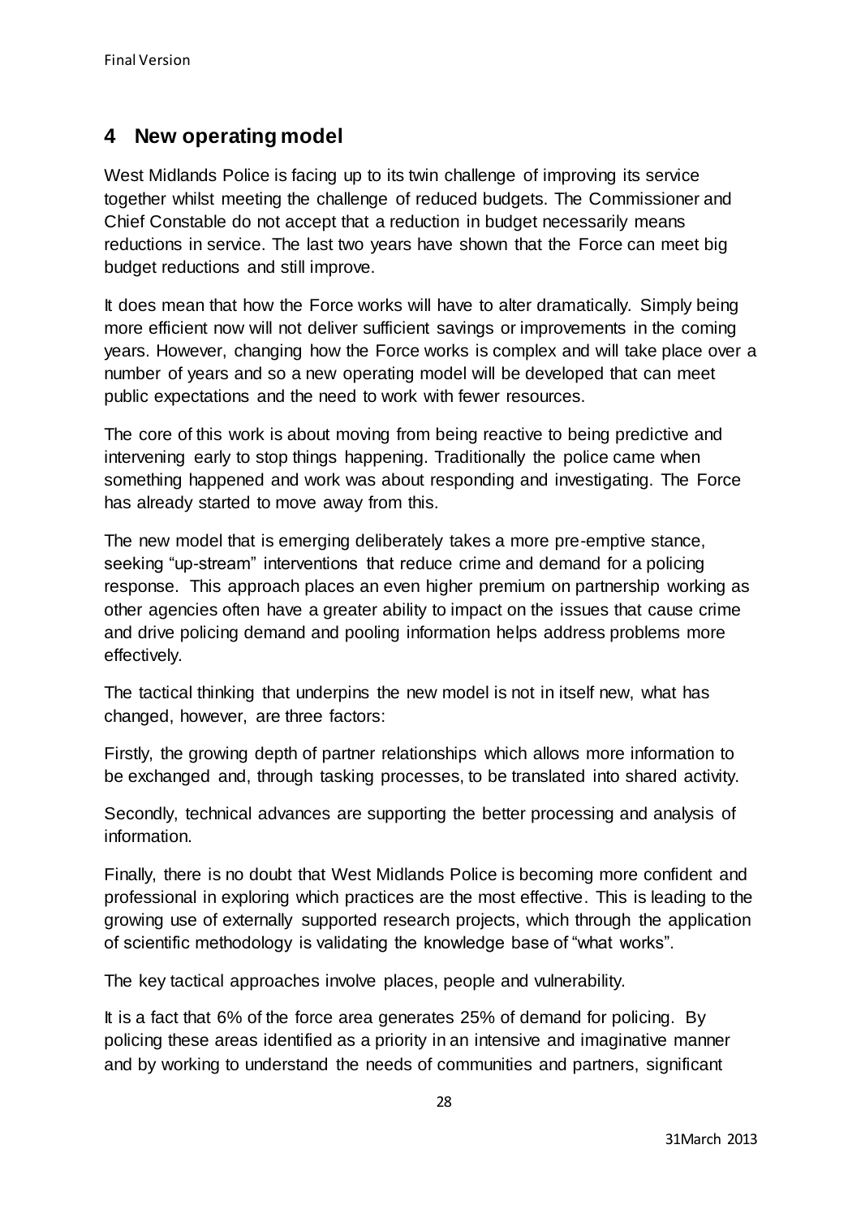## 4 New operating model

West Midlands Police is facing up to its twin challenge of improving its service together whilst meeting the challenge of reduced budgets. The Commissioner and Chief Constable do not accept that a reduction in budget necessarily means reductions in service. The last two years have shown that the Force can meet big budget reductions and still improve.

It does mean that how the Force works will have to alter dramatically. Simply being more efficient now will not deliver sufficient savings or improvements in the coming years. However, changing how the Force works is complex and will take place over a number of years and so a new operating model will be developed that can meet public expectations and the need to work with fewer resources.

The core of this work is about moving from being reactive to being predictive and intervening early to stop things happening. Traditionally the police came when something happened and work was about responding and investigating. The Force has already started to move away from this.

The new model that is emerging deliberately takes a more pre-emptive stance, seeking "up-stream" interventions that reduce crime and demand for a policing response. This approach places an even higher premium on partnership working as other agencies often have a greater ability to impact on the issues that cause crime and drive policing demand and pooling information helps address problems more effectively.

The tactical thinking that underpins the new model is not in itself new, what has changed, however, are three factors:

Firstly, the growing depth of partner relationships which allows more information to be exchanged and, through tasking processes, to be translated into shared activity.

Secondly, technical advances are supporting the better processing and analysis of information.

Finally, there is no doubt that West Midlands Police is becoming more confident and professional in exploring which practices are the most effective. This is leading to the growing use of externally supported research projects, which through the application of scientific methodology is validating the knowledge base of "what works".

The key tactical approaches involve places, people and vulnerability.

It is a fact that 6% of the force area generates 25% of demand for policing. By policing these areas identified as a priority in an intensive and imaginative manner and by working to understand the needs of communities and partners, significant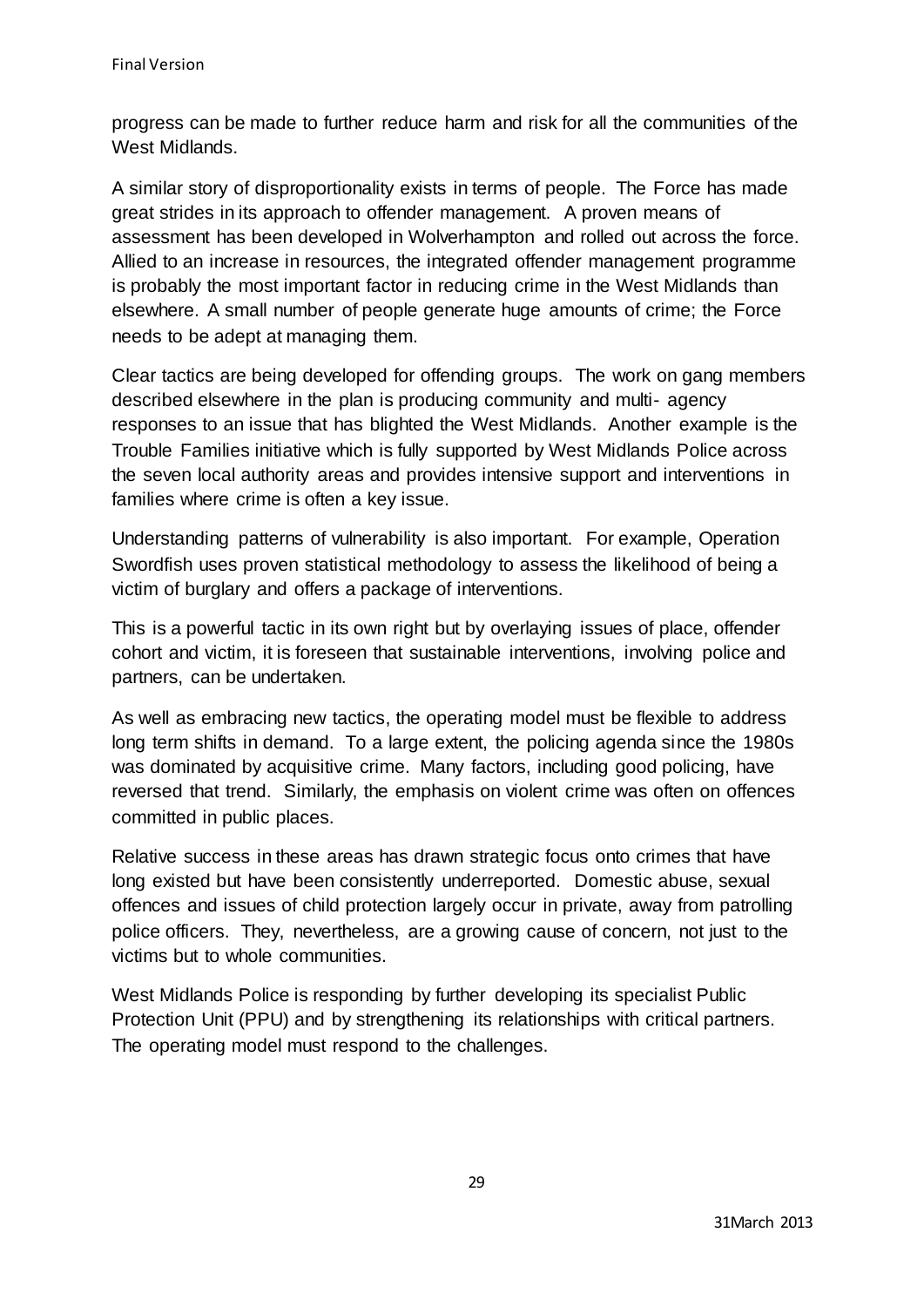progress can be made to further reduce harm and risk for all the communities of the West Midlands.

A similar story of disproportionality exists in terms of people. The Force has made great strides in its approach to offender management. A proven means of assessment has been developed in Wolverhampton and rolled out across the force. Allied to an increase in resources, the integrated offender management programme is probably the most important factor in reducing crime in the West Midlands than elsewhere. A small number of people generate huge amounts of crime; the Force needs to be adept at managing them.

Clear tactics are being developed for offending groups. The work on gang members described elsewhere in the plan is producing community and multi- agency responses to an issue that has blighted the West Midlands. Another example is the Trouble Families initiative which is fully supported by West Midlands Police across the seven local authority areas and provides intensive support and interventions in families where crime is often a key issue.

Understanding patterns of vulnerability is also important. For example, Operation Swordfish uses proven statistical methodology to assess the likelihood of being a victim of burglary and offers a package of interventions.

This is a powerful tactic in its own right but by overlaying issues of place, offender cohort and victim, it is foreseen that sustainable interventions, involving police and partners, can be undertaken.

As well as embracing new tactics, the operating model must be flexible to address long term shifts in demand. To a large extent, the policing agenda since the 1980s was dominated by acquisitive crime. Many factors, including good policing, have reversed that trend. Similarly, the emphasis on violent crime was often on offences committed in public places.

Relative success in these areas has drawn strategic focus onto crimes that have long existed but have been consistently underreported. Domestic abuse, sexual offences and issues of child protection largely occur in private, away from patrolling police officers. They, nevertheless, are a growing cause of concern, not just to the victims but to whole communities.

West Midlands Police is responding by further developing its specialist Public Protection Unit (PPU) and by strengthening its relationships with critical partners. The operating model must respond to the challenges.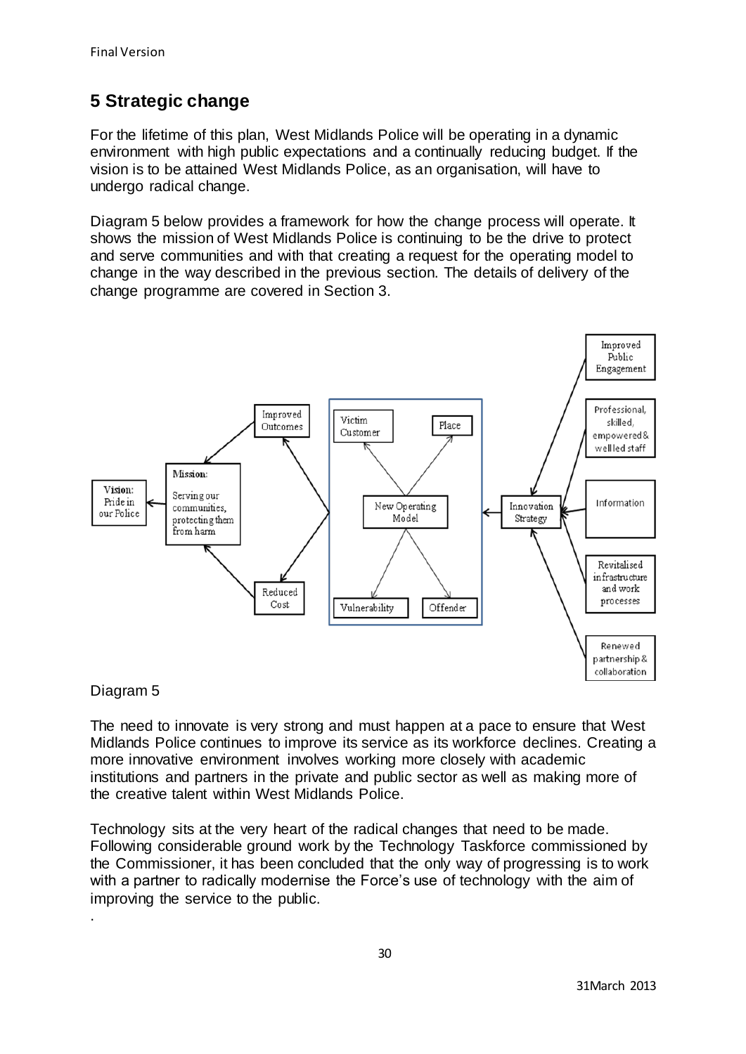## 5 Strategic change

For the lifetime of this plan, West Midlands Police will be operating in a dynamic environment with high public expectations and a continually reducing budget. If the vision is to be attained West Midlands Police, as an organisation, will have to undergo radical change.

Diagram 5 below provides a framework for how the change process will operate. It shows the mission of West Midlands Police is continuing to be the drive to protect and serve communities and with that creating a request for the operating model to change in the way described in the previous section. The details of delivery of the change programme are covered in Section 3.

Vision: Pride in our Police

Mission: Serving our communities, protecting them from harm

Improved Outcomes

Reduced Cost

Victim Customer

Place

New Operating Model

Vulnerability

Offender

Innovation Strategy

Improved Public Engagement

Professional, skilled, empowered & wellled staff

Information

Revitalised infrastructure and work processes

Renewed partnership & collaboration

Diagram 5

The need to innovate is very strong and must happen at a pace to ensure that West Midlands Police continues to improve its service as its workforce declines. Creating a more innovative environment involves working more closely with academic institutions and partners in the private and public sector as well as making more of the creative talent within West Midlands Police.

Technology sits at the very heart of the radical changes that need to be made. Following considerable ground work by the Technology Taskforce commissioned by the Commissioner, it has been concluded that the only way of progressing is to work with a partner to radically modernise the Force's use of technology with the aim of improving the service to the public.

.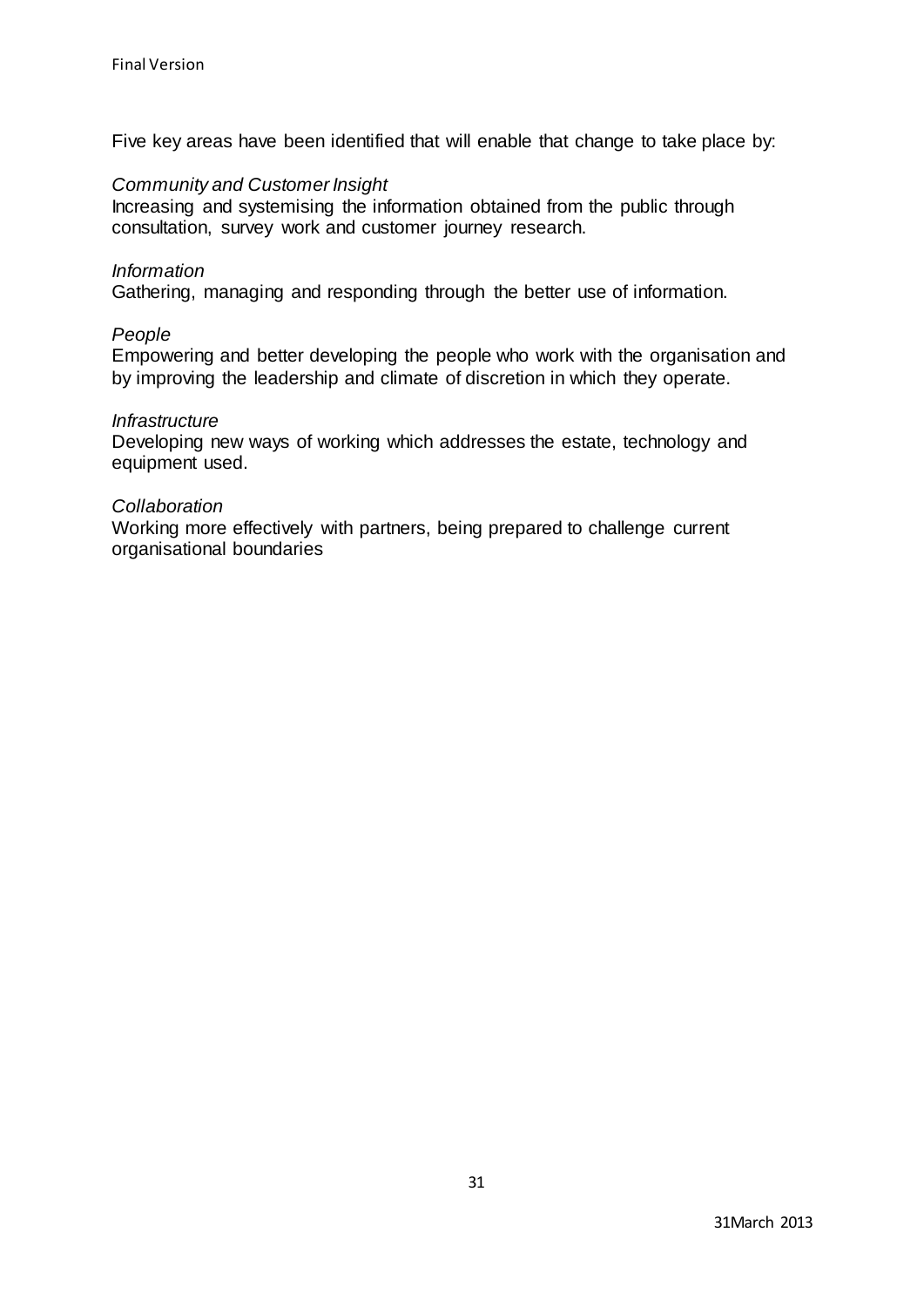Five key areas have been identified that will enable that change to take place by:

*Community and Customer Insight*
Increasing and systemising the information obtained from the public through consultation, survey work and customer journey research.

*Information*
Gathering, managing and responding through the better use of information.

*People*
Empowering and better developing the people who work with the organisation and by improving the leadership and climate of discretion in which they operate.

*Infrastructure*
Developing new ways of working which addresses the estate, technology and equipment used.

*Collaboration*
Working more effectively with partners, being prepared to challenge current organisational boundaries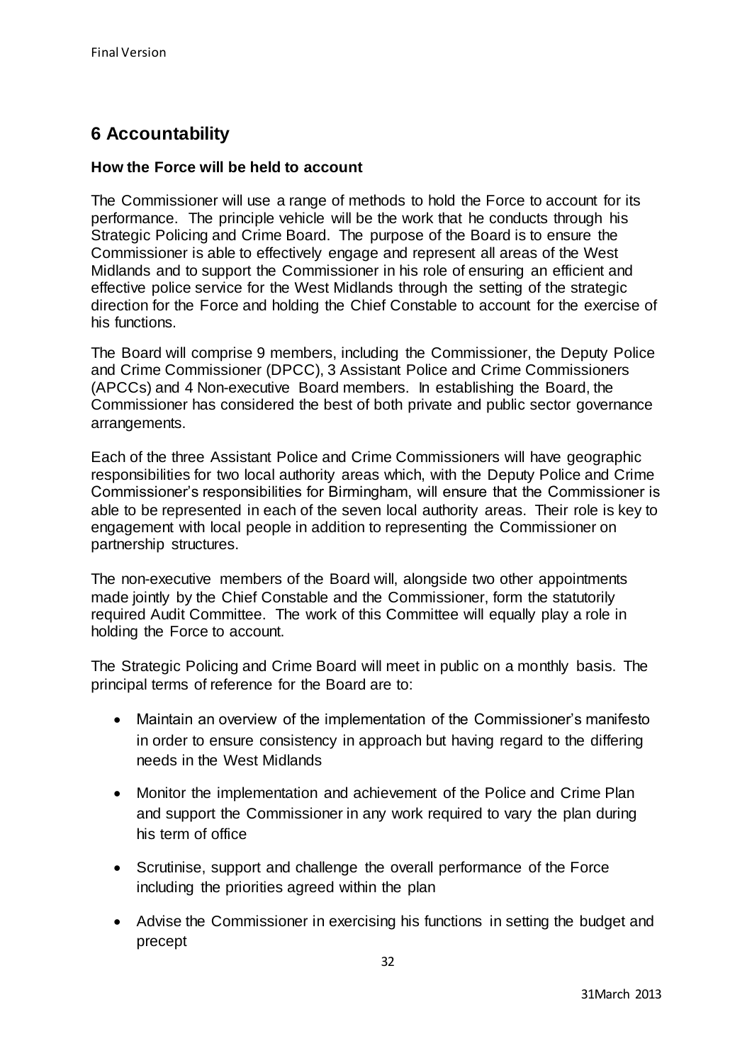## 6 Accountability

### How the Force will be held to account

The Commissioner will use a range of methods to hold the Force to account for its performance. The principle vehicle will be the work that he conducts through his Strategic Policing and Crime Board. The purpose of the Board is to ensure the Commissioner is able to effectively engage and represent all areas of the West Midlands and to support the Commissioner in his role of ensuring an efficient and effective police service for the West Midlands through the setting of the strategic direction for the Force and holding the Chief Constable to account for the exercise of his functions.

The Board will comprise 9 members, including the Commissioner, the Deputy Police and Crime Commissioner (DPCC), 3 Assistant Police and Crime Commissioners (APCCs) and 4 Non-executive Board members. In establishing the Board, the Commissioner has considered the best of both private and public sector governance arrangements.

Each of the three Assistant Police and Crime Commissioners will have geographic responsibilities for two local authority areas which, with the Deputy Police and Crime Commissioner's responsibilities for Birmingham, will ensure that the Commissioner is able to be represented in each of the seven local authority areas. Their role is key to engagement with local people in addition to representing the Commissioner on partnership structures.

The non-executive members of the Board will, alongside two other appointments made jointly by the Chief Constable and the Commissioner, form the statutorily required Audit Committee. The work of this Committee will equally play a role in holding the Force to account.

The Strategic Policing and Crime Board will meet in public on a monthly basis. The principal terms of reference for the Board are to:

- Maintain an overview of the implementation of the Commissioner's manifesto in order to ensure consistency in approach but having regard to the differing needs in the West Midlands
- Monitor the implementation and achievement of the Police and Crime Plan and support the Commissioner in any work required to vary the plan during his term of office
- Scrutinise, support and challenge the overall performance of the Force including the priorities agreed within the plan
- Advise the Commissioner in exercising his functions in setting the budget and precept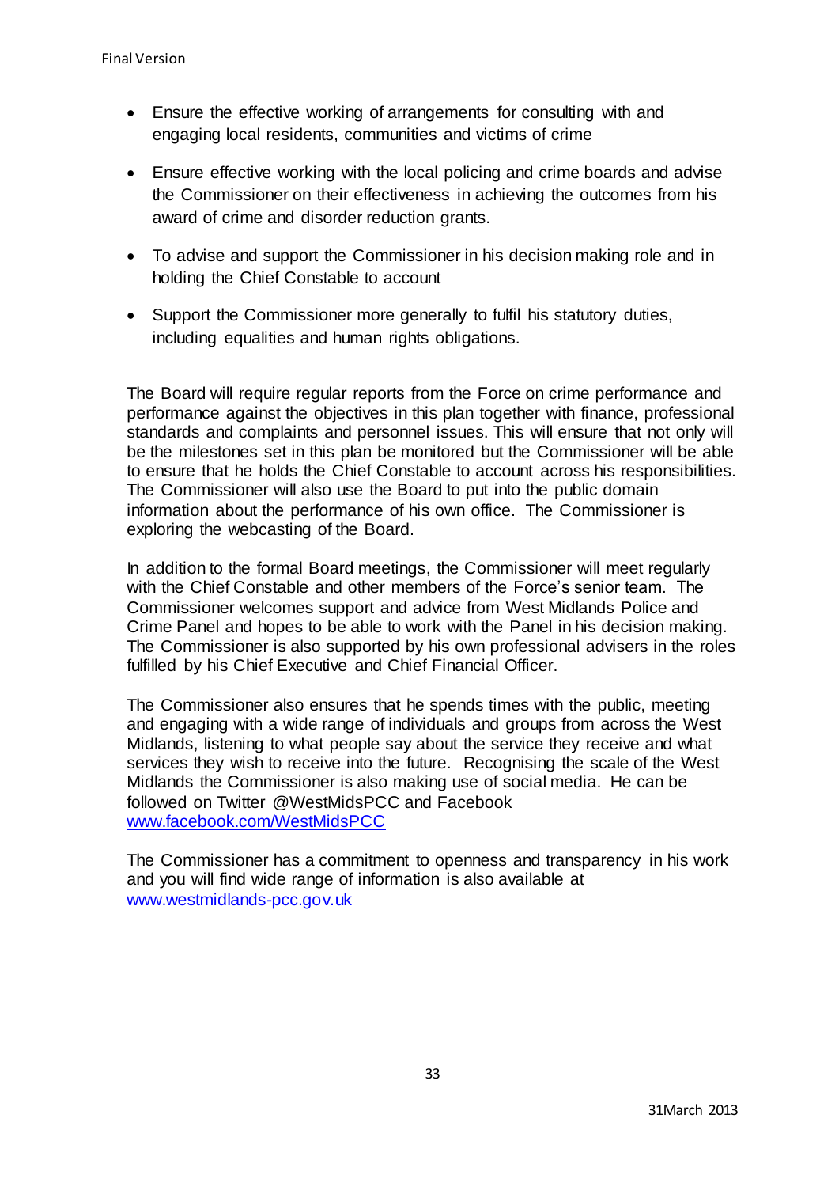- Ensure the effective working of arrangements for consulting with and engaging local residents, communities and victims of crime
- Ensure effective working with the local policing and crime boards and advise the Commissioner on their effectiveness in achieving the outcomes from his award of crime and disorder reduction grants.
- To advise and support the Commissioner in his decision making role and in holding the Chief Constable to account
- Support the Commissioner more generally to fulfil his statutory duties, including equalities and human rights obligations.

The Board will require regular reports from the Force on crime performance and performance against the objectives in this plan together with finance, professional standards and complaints and personnel issues. This will ensure that not only will be the milestones set in this plan be monitored but the Commissioner will be able to ensure that he holds the Chief Constable to account across his responsibilities. The Commissioner will also use the Board to put into the public domain information about the performance of his own office. The Commissioner is exploring the webcasting of the Board.

In addition to the formal Board meetings, the Commissioner will meet regularly with the Chief Constable and other members of the Force's senior team. The Commissioner welcomes support and advice from West Midlands Police and Crime Panel and hopes to be able to work with the Panel in his decision making. The Commissioner is also supported by his own professional advisers in the roles fulfilled by his Chief Executive and Chief Financial Officer.

The Commissioner also ensures that he spends times with the public, meeting and engaging with a wide range of individuals and groups from across the West Midlands, listening to what people say about the service they receive and what services they wish to receive into the future. Recognising the scale of the West Midlands the Commissioner is also making use of social media. He can be followed on Twitter @WestMidsPCC and Facebook www.facebook.com/WestMidsPCC

The Commissioner has a commitment to openness and transparency in his work and you will find wide range of information is also available at www.westmidlands-pcc.gov.uk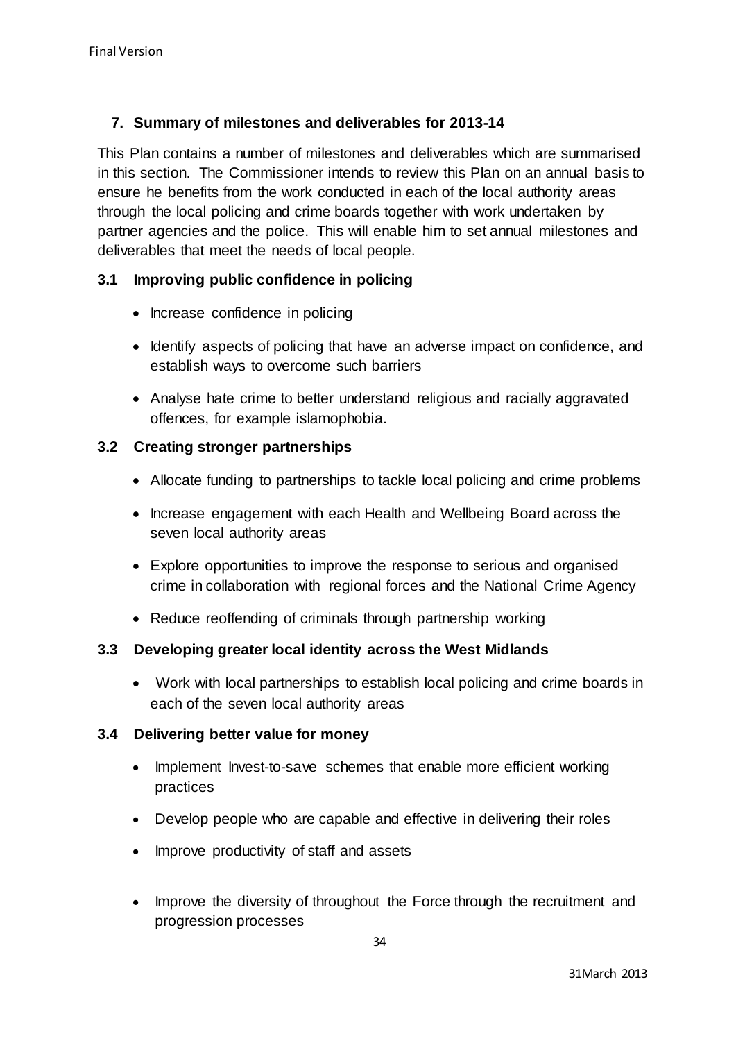## 7. Summary of milestones and deliverables for 2013-14

This Plan contains a number of milestones and deliverables which are summarised in this section. The Commissioner intends to review this Plan on an annual basis to ensure he benefits from the work conducted in each of the local authority areas through the local policing and crime boards together with work undertaken by partner agencies and the police. This will enable him to set annual milestones and deliverables that meet the needs of local people.

### 3.1 Improving public confidence in policing

- Increase confidence in policing
- Identify aspects of policing that have an adverse impact on confidence, and establish ways to overcome such barriers
- Analyse hate crime to better understand religious and racially aggravated offences, for example islamophobia.

### 3.2 Creating stronger partnerships

- Allocate funding to partnerships to tackle local policing and crime problems
- Increase engagement with each Health and Wellbeing Board across the seven local authority areas
- Explore opportunities to improve the response to serious and organised crime in collaboration with regional forces and the National Crime Agency
- Reduce reoffending of criminals through partnership working

### 3.3 Developing greater local identity across the West Midlands

- Work with local partnerships to establish local policing and crime boards in each of the seven local authority areas

### 3.4 Delivering better value for money

- Implement Invest-to-save schemes that enable more efficient working practices
- Develop people who are capable and effective in delivering their roles
- Improve productivity of staff and assets
- Improve the diversity of throughout the Force through the recruitment and progression processes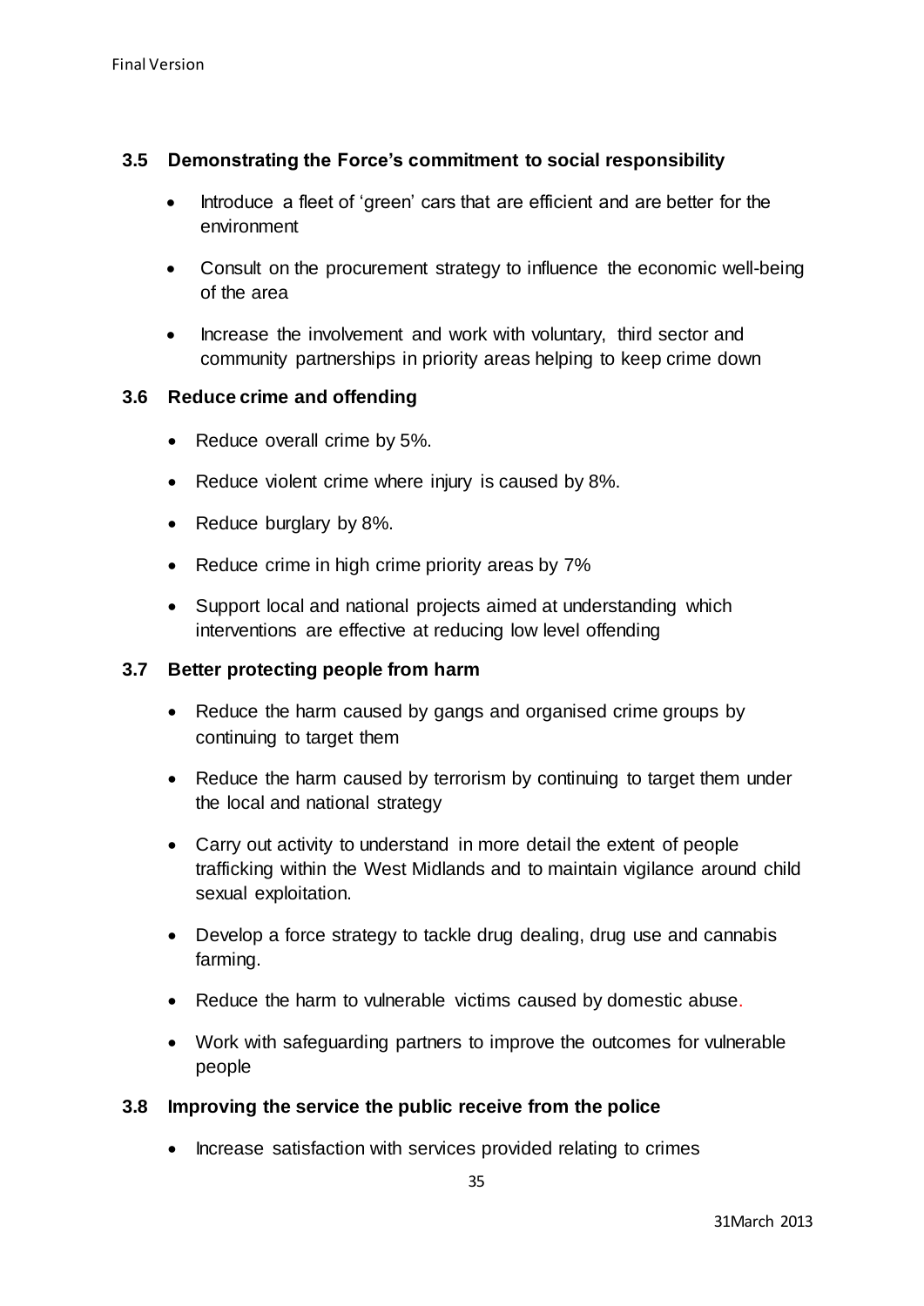### 3.5 Demonstrating the Force's commitment to social responsibility

- Introduce a fleet of 'green' cars that are efficient and are better for the environment
- Consult on the procurement strategy to influence the economic well-being of the area
- Increase the involvement and work with voluntary, third sector and community partnerships in priority areas helping to keep crime down

### 3.6 Reduce crime and offending

- Reduce overall crime by 5%.
- Reduce violent crime where injury is caused by 8%.
- Reduce burglary by 8%.
- Reduce crime in high crime priority areas by 7%
- Support local and national projects aimed at understanding which interventions are effective at reducing low level offending

### 3.7 Better protecting people from harm

- Reduce the harm caused by gangs and organised crime groups by continuing to target them
- Reduce the harm caused by terrorism by continuing to target them under the local and national strategy
- Carry out activity to understand in more detail the extent of people trafficking within the West Midlands and to maintain vigilance around child sexual exploitation.
- Develop a force strategy to tackle drug dealing, drug use and cannabis farming.
- Reduce the harm to vulnerable victims caused by domestic abuse.
- Work with safeguarding partners to improve the outcomes for vulnerable people

### 3.8 Improving the service the public receive from the police

- Increase satisfaction with services provided relating to crimes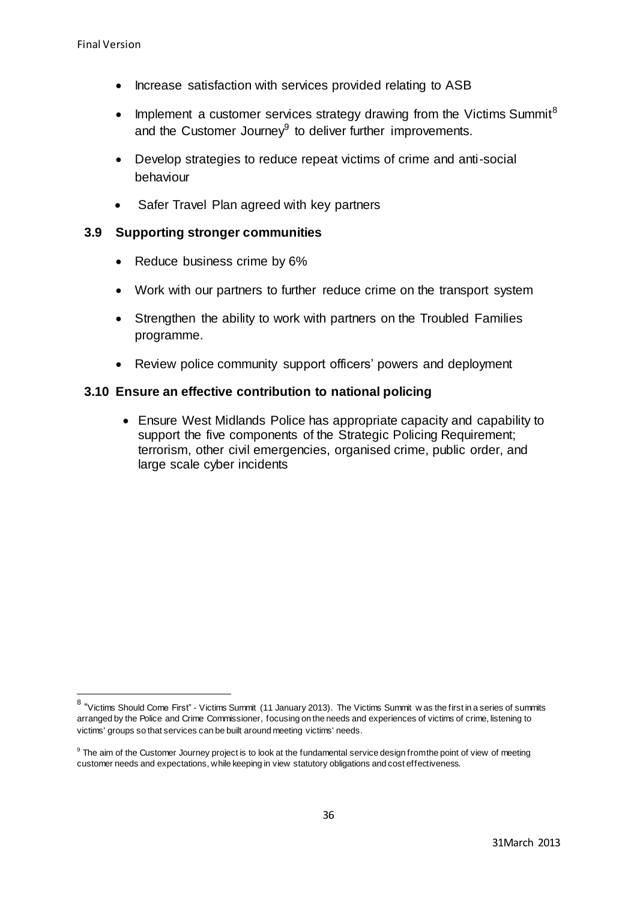- Increase satisfaction with services provided relating to ASB
- Implement a customer services strategy drawing from the Victims Summit[8] and the Customer Journey[9] to deliver further improvements.
- Develop strategies to reduce repeat victims of crime and anti-social behaviour
- Safer Travel Plan agreed with key partners

### 3.9 Supporting stronger communities

- Reduce business crime by 6%
- Work with our partners to further reduce crime on the transport system
- Strengthen the ability to work with partners on the Troubled Families programme.
- Review police community support officers' powers and deployment

### 3.10 Ensure an effective contribution to national policing

- Ensure West Midlands Police has appropriate capacity and capability to support the five components of the Strategic Policing Requirement; terrorism, other civil emergencies, organised crime, public order, and large scale cyber incidents

---

[8] "Victims Should Come First" - Victims Summit (11 January 2013). The Victims Summit was the first in a series of summits arranged by the Police and Crime Commissioner, focusing on the needs and experiences of victims of crime, listening to victims' groups so that services can be built around meeting victims' needs.

[9] The aim of the Customer Journey project is to look at the fundamental service design from the point of view of meeting customer needs and expectations, while keeping in view statutory obligations and cost effectiveness.